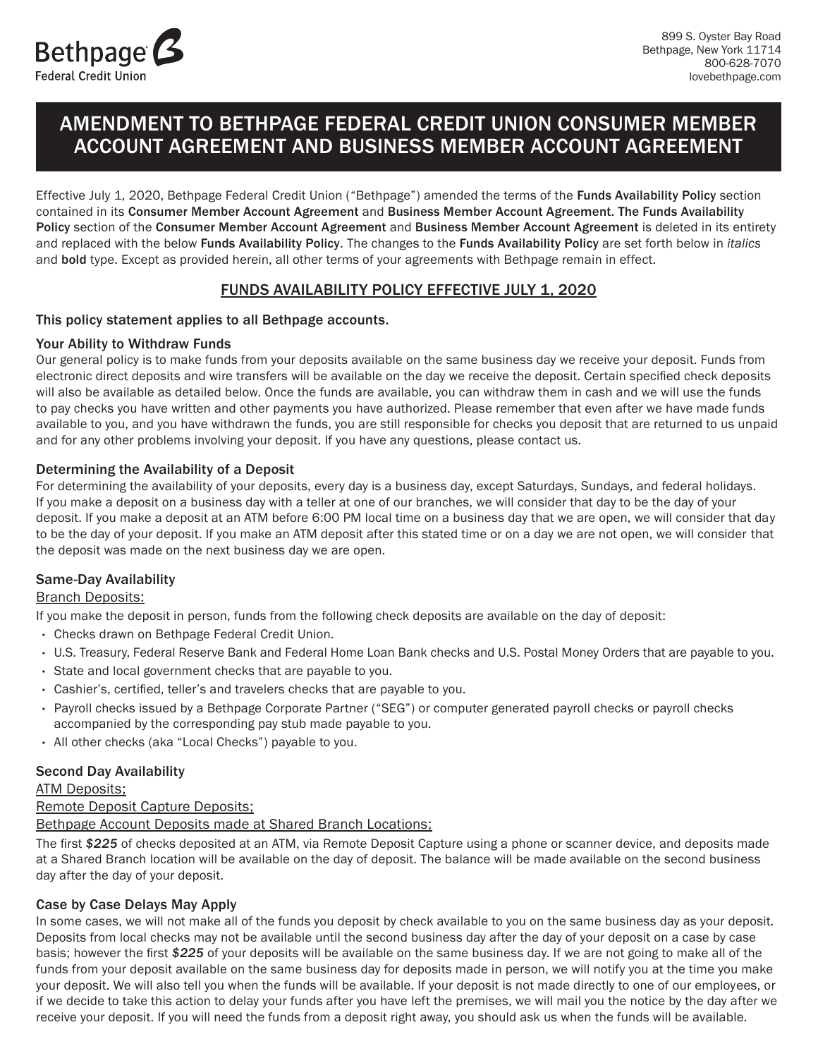Bethpage Federal Credit Union

899 S. Oyster Bay Road
Bethpage, New York 11714
800-628-7070
lovebethpage.com

# AMENDMENT TO BETHPAGE FEDERAL CREDIT UNION CONSUMER MEMBER ACCOUNT AGREEMENT AND BUSINESS MEMBER ACCOUNT AGREEMENT

Effective July 1, 2020, Bethpage Federal Credit Union ("Bethpage") amended the terms of the **Funds Availability Policy** section contained in its **Consumer Member Account Agreement** and **Business Member Account Agreement. The Funds Availability Policy** section of the **Consumer Member Account Agreement** and **Business Member Account Agreement** is deleted in its entirety and replaced with the below **Funds Availability Policy**. The changes to the **Funds Availability Policy** are set forth below in *italics* and **bold** type. Except as provided herein, all other terms of your agreements with Bethpage remain in effect.

## FUNDS AVAILABILITY POLICY EFFECTIVE JULY 1, 2020

**This policy statement applies to all Bethpage accounts.**

### Your Ability to Withdraw Funds

Our general policy is to make funds from your deposits available on the same business day we receive your deposit. Funds from electronic direct deposits and wire transfers will be available on the day we receive the deposit. Certain specified check deposits will also be available as detailed below. Once the funds are available, you can withdraw them in cash and we will use the funds to pay checks you have written and other payments you have authorized. Please remember that even after we have made funds available to you, and you have withdrawn the funds, you are still responsible for checks you deposit that are returned to us unpaid and for any other problems involving your deposit. If you have any questions, please contact us.

### Determining the Availability of a Deposit

For determining the availability of your deposits, every day is a business day, except Saturdays, Sundays, and federal holidays. If you make a deposit on a business day with a teller at one of our branches, we will consider that day to be the day of your deposit. If you make a deposit at an ATM before 6:00 PM local time on a business day that we are open, we will consider that day to be the day of your deposit. If you make an ATM deposit after this stated time or on a day we are not open, we will consider that the deposit was made on the next business day we are open.

### Same-Day Availability

Branch Deposits:

If you make the deposit in person, funds from the following check deposits are available on the day of deposit:

- Checks drawn on Bethpage Federal Credit Union.
- U.S. Treasury, Federal Reserve Bank and Federal Home Loan Bank checks and U.S. Postal Money Orders that are payable to you.
- State and local government checks that are payable to you.
- Cashier's, certified, teller's and travelers checks that are payable to you.
- Payroll checks issued by a Bethpage Corporate Partner ("SEG") or computer generated payroll checks or payroll checks accompanied by the corresponding pay stub made payable to you.
- All other checks (aka "Local Checks") payable to you.

### Second Day Availability

ATM Deposits;

Remote Deposit Capture Deposits;

Bethpage Account Deposits made at Shared Branch Locations;

The first ***$225*** of checks deposited at an ATM, via Remote Deposit Capture using a phone or scanner device, and deposits made at a Shared Branch location will be available on the day of deposit. The balance will be made available on the second business day after the day of your deposit.

### Case by Case Delays May Apply

In some cases, we will not make all of the funds you deposit by check available to you on the same business day as your deposit. Deposits from local checks may not be available until the second business day after the day of your deposit on a case by case basis; however the first ***$225*** of your deposits will be available on the same business day. If we are not going to make all of the funds from your deposit available on the same business day for deposits made in person, we will notify you at the time you make your deposit. We will also tell you when the funds will be available. If your deposit is not made directly to one of our employees, or if we decide to take this action to delay your funds after you have left the premises, we will mail you the notice by the day after we receive your deposit. If you will need the funds from a deposit right away, you should ask us when the funds will be available.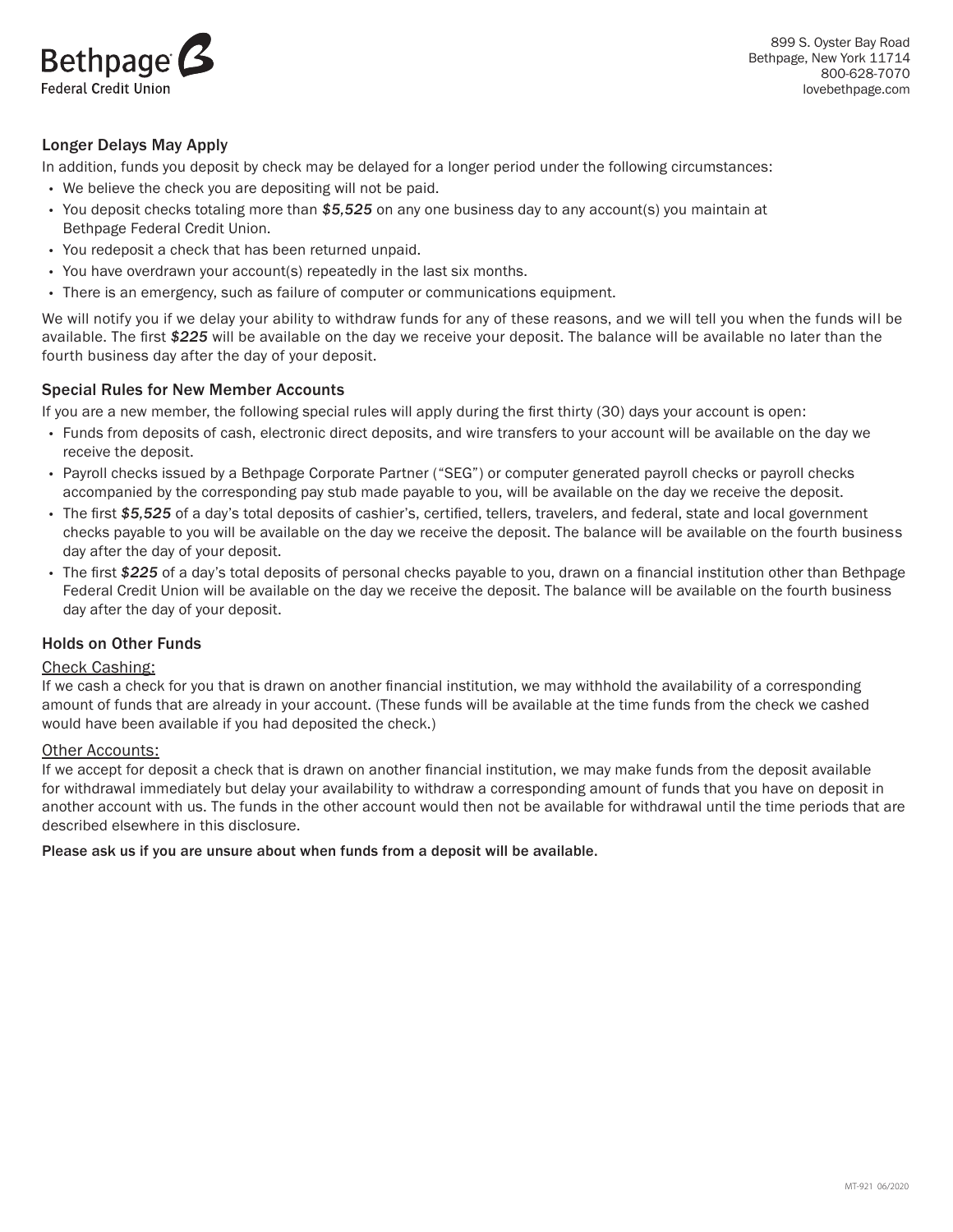## Longer Delays May Apply

In addition, funds you deposit by check may be delayed for a longer period under the following circumstances:

- We believe the check you are depositing will not be paid.
- You deposit checks totaling more than ***$5,525*** on any one business day to any account(s) you maintain at Bethpage Federal Credit Union.
- You redeposit a check that has been returned unpaid.
- You have overdrawn your account(s) repeatedly in the last six months.
- There is an emergency, such as failure of computer or communications equipment.

We will notify you if we delay your ability to withdraw funds for any of these reasons, and we will tell you when the funds will be available. The first ***$225*** will be available on the day we receive your deposit. The balance will be available no later than the fourth business day after the day of your deposit.

## Special Rules for New Member Accounts

If you are a new member, the following special rules will apply during the first thirty (30) days your account is open:

- Funds from deposits of cash, electronic direct deposits, and wire transfers to your account will be available on the day we receive the deposit.
- Payroll checks issued by a Bethpage Corporate Partner ("SEG") or computer generated payroll checks or payroll checks accompanied by the corresponding pay stub made payable to you, will be available on the day we receive the deposit.
- The first ***$5,525*** of a day's total deposits of cashier's, certified, tellers, travelers, and federal, state and local government checks payable to you will be available on the day we receive the deposit. The balance will be available on the fourth business day after the day of your deposit.
- The first ***$225*** of a day's total deposits of personal checks payable to you, drawn on a financial institution other than Bethpage Federal Credit Union will be available on the day we receive the deposit. The balance will be available on the fourth business day after the day of your deposit.

## Holds on Other Funds

Check Cashing:

If we cash a check for you that is drawn on another financial institution, we may withhold the availability of a corresponding amount of funds that are already in your account. (These funds will be available at the time funds from the check we cashed would have been available if you had deposited the check.)

Other Accounts:

If we accept for deposit a check that is drawn on another financial institution, we may make funds from the deposit available for withdrawal immediately but delay your availability to withdraw a corresponding amount of funds that you have on deposit in another account with us. The funds in the other account would then not be available for withdrawal until the time periods that are described elsewhere in this disclosure.

**Please ask us if you are unsure about when funds from a deposit will be available.**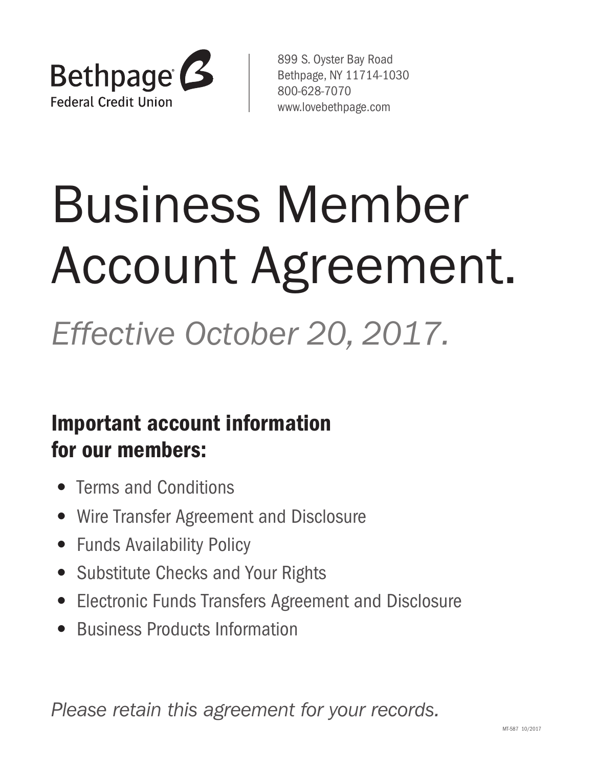Bethpage Federal Credit Union

899 S. Oyster Bay Road
Bethpage, NY 11714-1030
800-628-7070
www.lovebethpage.com

# Business Member Account Agreement.

*Effective October 20, 2017.*

## Important account information for our members:

- Terms and Conditions
- Wire Transfer Agreement and Disclosure
- Funds Availability Policy
- Substitute Checks and Your Rights
- Electronic Funds Transfers Agreement and Disclosure
- Business Products Information

*Please retain this agreement for your records.*

MT-587 10/2017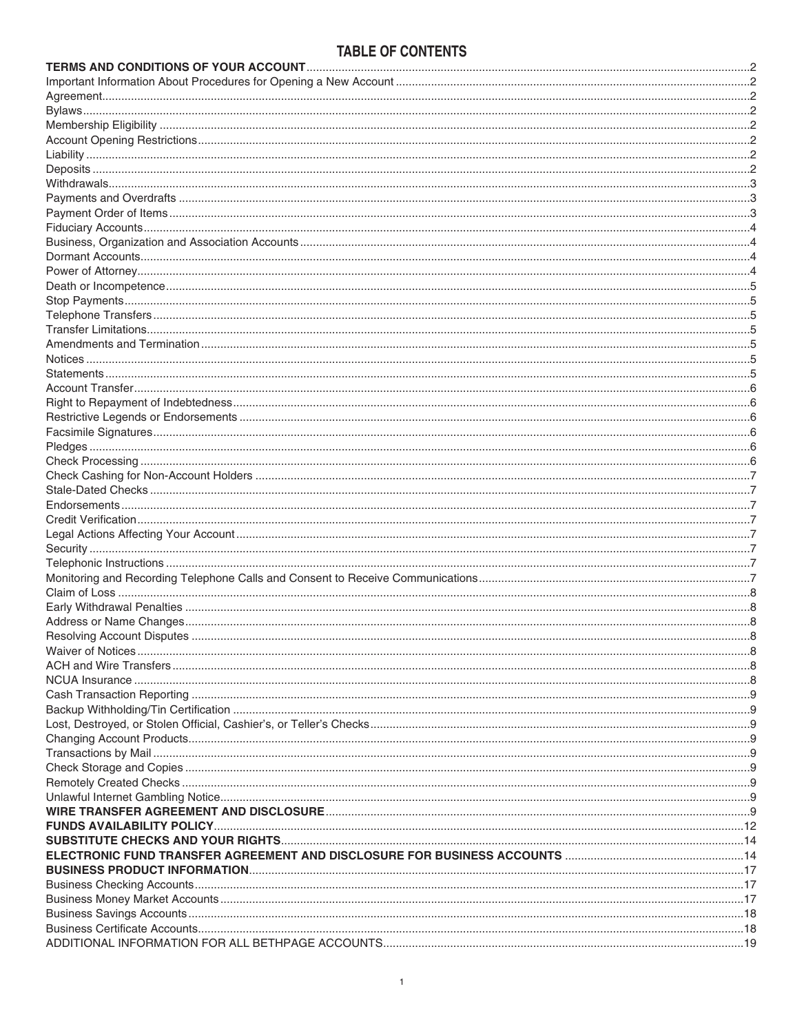# TABLE OF CONTENTS

| | |
|---|---|
| **TERMS AND CONDITIONS OF YOUR ACCOUNT** | 2 |
| Important Information About Procedures for Opening a New Account | 2 |
| Agreement | 2 |
| Bylaws | 2 |
| Membership Eligibility | 2 |
| Account Opening Restrictions | 2 |
| Liability | 2 |
| Deposits | 2 |
| Withdrawals | 3 |
| Payments and Overdrafts | 3 |
| Payment Order of Items | 3 |
| Fiduciary Accounts | 4 |
| Business, Organization and Association Accounts | 4 |
| Dormant Accounts | 4 |
| Power of Attorney | 4 |
| Death or Incompetence | 5 |
| Stop Payments | 5 |
| Telephone Transfers | 5 |
| Transfer Limitations | 5 |
| Amendments and Termination | 5 |
| Notices | 5 |
| Statements | 5 |
| Account Transfer | 6 |
| Right to Repayment of Indebtedness | 6 |
| Restrictive Legends or Endorsements | 6 |
| Facsimile Signatures | 6 |
| Pledges | 6 |
| Check Processing | 6 |
| Check Cashing for Non-Account Holders | 7 |
| Stale-Dated Checks | 7 |
| Endorsements | 7 |
| Credit Verification | 7 |
| Legal Actions Affecting Your Account | 7 |
| Security | 7 |
| Telephonic Instructions | 7 |
| Monitoring and Recording Telephone Calls and Consent to Receive Communications | 7 |
| Claim of Loss | 8 |
| Early Withdrawal Penalties | 8 |
| Address or Name Changes | 8 |
| Resolving Account Disputes | 8 |
| Waiver of Notices | 8 |
| ACH and Wire Transfers | 8 |
| NCUA Insurance | 8 |
| Cash Transaction Reporting | 9 |
| Backup Withholding/Tin Certification | 9 |
| Lost, Destroyed, or Stolen Official, Cashier's, or Teller's Checks | 9 |
| Changing Account Products | 9 |
| Transactions by Mail | 9 |
| Check Storage and Copies | 9 |
| Remotely Created Checks | 9 |
| Unlawful Internet Gambling Notice | 9 |
| **WIRE TRANSFER AGREEMENT AND DISCLOSURE** | 9 |
| **FUNDS AVAILABILITY POLICY** | 12 |
| **SUBSTITUTE CHECKS AND YOUR RIGHTS** | 14 |
| **ELECTRONIC FUND TRANSFER AGREEMENT AND DISCLOSURE FOR BUSINESS ACCOUNTS** | 14 |
| **BUSINESS PRODUCT INFORMATION** | 17 |
| Business Checking Accounts | 17 |
| Business Money Market Accounts | 17 |
| Business Savings Accounts | 18 |
| Business Certificate Accounts | 18 |
| ADDITIONAL INFORMATION FOR ALL BETHPAGE ACCOUNTS | 19 |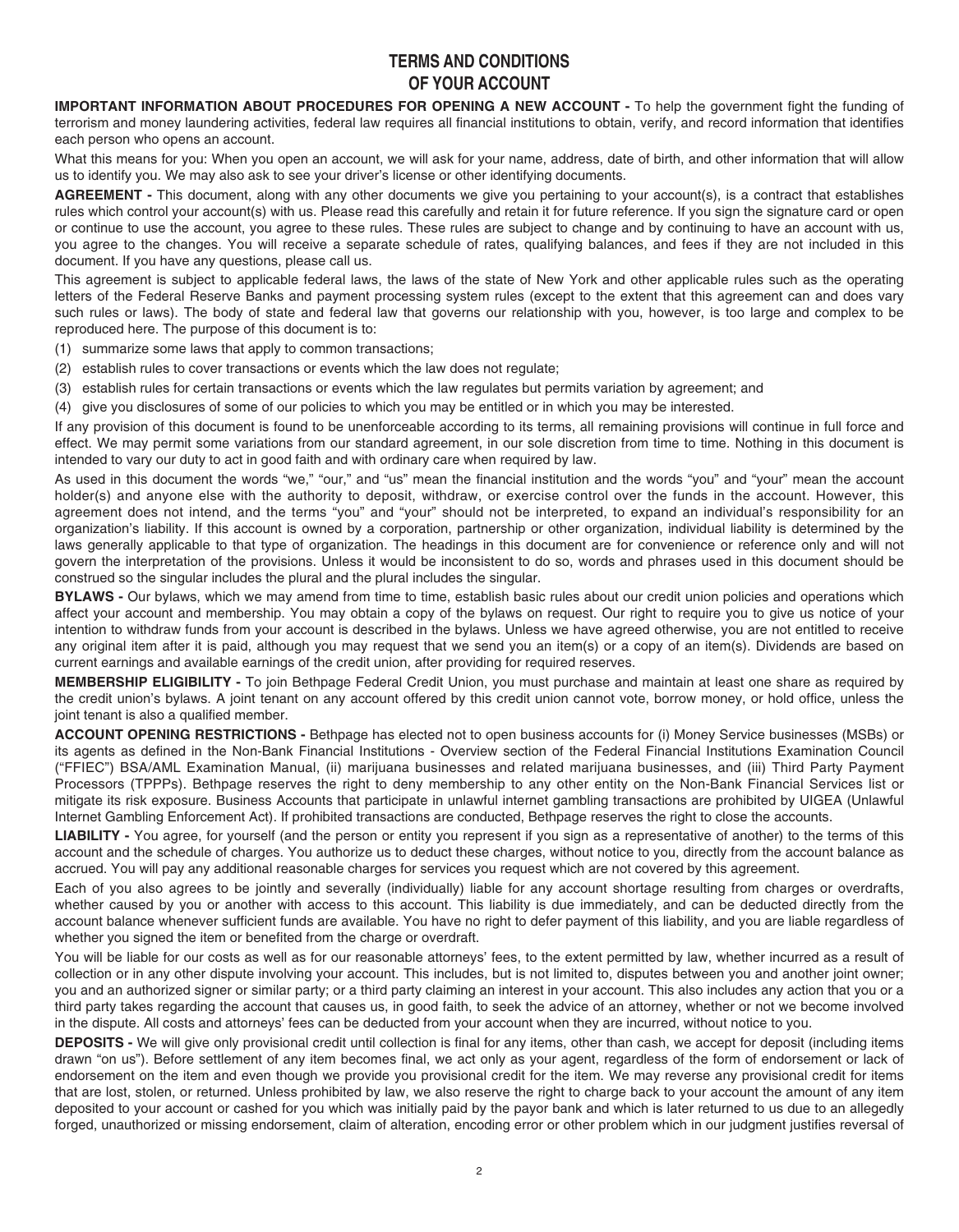# TERMS AND CONDITIONS OF YOUR ACCOUNT

**IMPORTANT INFORMATION ABOUT PROCEDURES FOR OPENING A NEW ACCOUNT -** To help the government fight the funding of terrorism and money laundering activities, federal law requires all financial institutions to obtain, verify, and record information that identifies each person who opens an account.

What this means for you: When you open an account, we will ask for your name, address, date of birth, and other information that will allow us to identify you. We may also ask to see your driver's license or other identifying documents.

**AGREEMENT -** This document, along with any other documents we give you pertaining to your account(s), is a contract that establishes rules which control your account(s) with us. Please read this carefully and retain it for future reference. If you sign the signature card or open or continue to use the account, you agree to these rules. These rules are subject to change and by continuing to have an account with us, you agree to the changes. You will receive a separate schedule of rates, qualifying balances, and fees if they are not included in this document. If you have any questions, please call us.

This agreement is subject to applicable federal laws, the laws of the state of New York and other applicable rules such as the operating letters of the Federal Reserve Banks and payment processing system rules (except to the extent that this agreement can and does vary such rules or laws). The body of state and federal law that governs our relationship with you, however, is too large and complex to be reproduced here. The purpose of this document is to:

(1) summarize some laws that apply to common transactions;

(2) establish rules to cover transactions or events which the law does not regulate;

(3) establish rules for certain transactions or events which the law regulates but permits variation by agreement; and

(4) give you disclosures of some of our policies to which you may be entitled or in which you may be interested.

If any provision of this document is found to be unenforceable according to its terms, all remaining provisions will continue in full force and effect. We may permit some variations from our standard agreement, in our sole discretion from time to time. Nothing in this document is intended to vary our duty to act in good faith and with ordinary care when required by law.

As used in this document the words "we," "our," and "us" mean the financial institution and the words "you" and "your" mean the account holder(s) and anyone else with the authority to deposit, withdraw, or exercise control over the funds in the account. However, this agreement does not intend, and the terms "you" and "your" should not be interpreted, to expand an individual's responsibility for an organization's liability. If this account is owned by a corporation, partnership or other organization, individual liability is determined by the laws generally applicable to that type of organization. The headings in this document are for convenience or reference only and will not govern the interpretation of the provisions. Unless it would be inconsistent to do so, words and phrases used in this document should be construed so the singular includes the plural and the plural includes the singular.

**BYLAWS -** Our bylaws, which we may amend from time to time, establish basic rules about our credit union policies and operations which affect your account and membership. You may obtain a copy of the bylaws on request. Our right to require you to give us notice of your intention to withdraw funds from your account is described in the bylaws. Unless we have agreed otherwise, you are not entitled to receive any original item after it is paid, although you may request that we send you an item(s) or a copy of an item(s). Dividends are based on current earnings and available earnings of the credit union, after providing for required reserves.

**MEMBERSHIP ELIGIBILITY -** To join Bethpage Federal Credit Union, you must purchase and maintain at least one share as required by the credit union's bylaws. A joint tenant on any account offered by this credit union cannot vote, borrow money, or hold office, unless the joint tenant is also a qualified member.

**ACCOUNT OPENING RESTRICTIONS -** Bethpage has elected not to open business accounts for (i) Money Service businesses (MSBs) or its agents as defined in the Non-Bank Financial Institutions - Overview section of the Federal Financial Institutions Examination Council ("FFIEC") BSA/AML Examination Manual, (ii) marijuana businesses and related marijuana businesses, and (iii) Third Party Payment Processors (TPPPs). Bethpage reserves the right to deny membership to any other entity on the Non-Bank Financial Services list or mitigate its risk exposure. Business Accounts that participate in unlawful internet gambling transactions are prohibited by UIGEA (Unlawful Internet Gambling Enforcement Act). If prohibited transactions are conducted, Bethpage reserves the right to close the accounts.

**LIABILITY -** You agree, for yourself (and the person or entity you represent if you sign as a representative of another) to the terms of this account and the schedule of charges. You authorize us to deduct these charges, without notice to you, directly from the account balance as accrued. You will pay any additional reasonable charges for services you request which are not covered by this agreement.

Each of you also agrees to be jointly and severally (individually) liable for any account shortage resulting from charges or overdrafts, whether caused by you or another with access to this account. This liability is due immediately, and can be deducted directly from the account balance whenever sufficient funds are available. You have no right to defer payment of this liability, and you are liable regardless of whether you signed the item or benefited from the charge or overdraft.

You will be liable for our costs as well as for our reasonable attorneys' fees, to the extent permitted by law, whether incurred as a result of collection or in any other dispute involving your account. This includes, but is not limited to, disputes between you and another joint owner; you and an authorized signer or similar party; or a third party claiming an interest in your account. This also includes any action that you or a third party takes regarding the account that causes us, in good faith, to seek the advice of an attorney, whether or not we become involved in the dispute. All costs and attorneys' fees can be deducted from your account when they are incurred, without notice to you.

**DEPOSITS -** We will give only provisional credit until collection is final for any items, other than cash, we accept for deposit (including items drawn "on us"). Before settlement of any item becomes final, we act only as your agent, regardless of the form of endorsement or lack of endorsement on the item and even though we provide you provisional credit for the item. We may reverse any provisional credit for items that are lost, stolen, or returned. Unless prohibited by law, we also reserve the right to charge back to your account the amount of any item deposited to your account or cashed for you which was initially paid by the payor bank and which is later returned to us due to an allegedly forged, unauthorized or missing endorsement, claim of alteration, encoding error or other problem which in our judgment justifies reversal of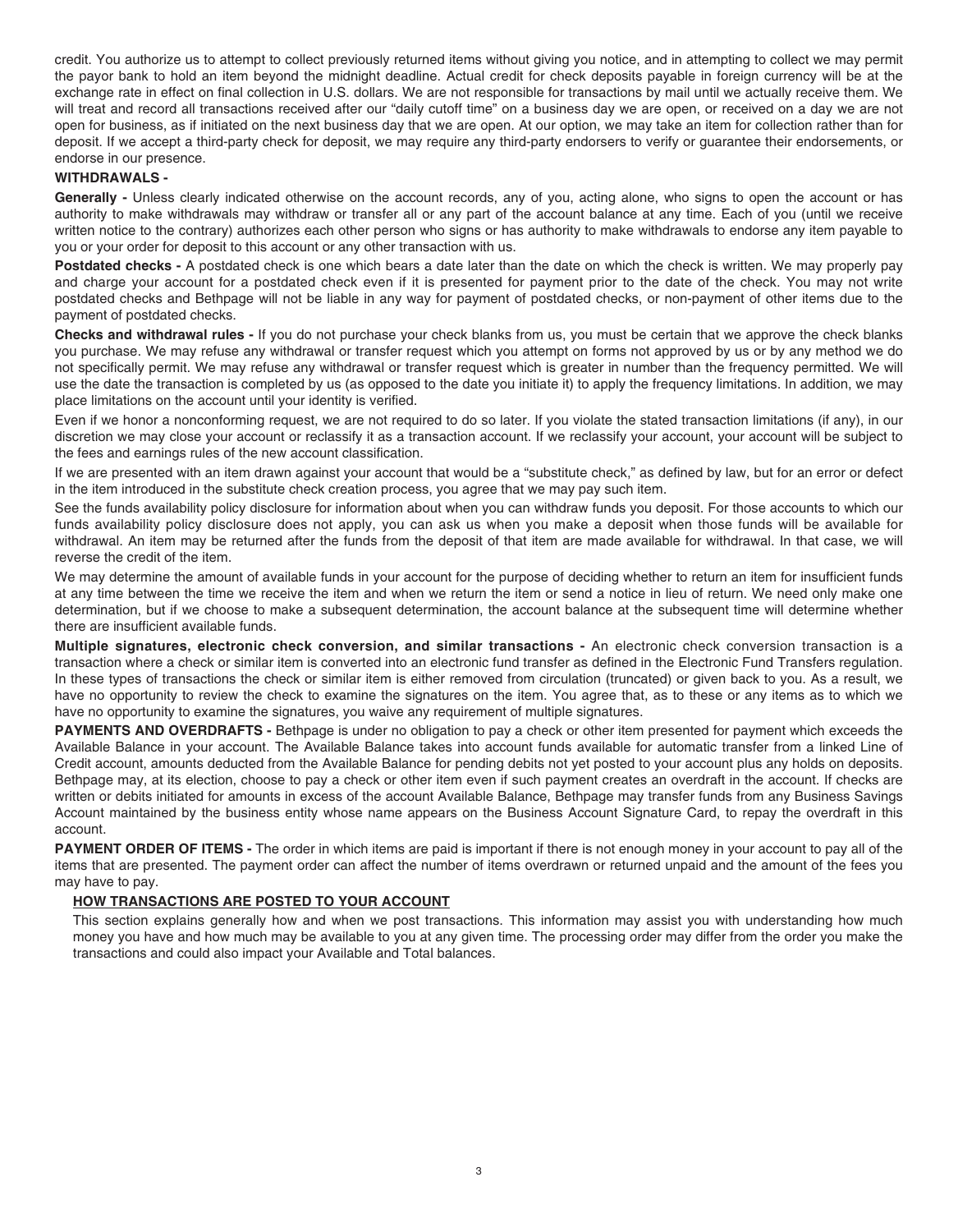credit. You authorize us to attempt to collect previously returned items without giving you notice, and in attempting to collect we may permit the payor bank to hold an item beyond the midnight deadline. Actual credit for check deposits payable in foreign currency will be at the exchange rate in effect on final collection in U.S. dollars. We are not responsible for transactions by mail until we actually receive them. We will treat and record all transactions received after our "daily cutoff time" on a business day we are open, or received on a day we are not open for business, as if initiated on the next business day that we are open. At our option, we may take an item for collection rather than for deposit. If we accept a third-party check for deposit, we may require any third-party endorsers to verify or guarantee their endorsements, or endorse in our presence.

**WITHDRAWALS -**

**Generally -** Unless clearly indicated otherwise on the account records, any of you, acting alone, who signs to open the account or has authority to make withdrawals may withdraw or transfer all or any part of the account balance at any time. Each of you (until we receive written notice to the contrary) authorizes each other person who signs or has authority to make withdrawals to endorse any item payable to you or your order for deposit to this account or any other transaction with us.

**Postdated checks -** A postdated check is one which bears a date later than the date on which the check is written. We may properly pay and charge your account for a postdated check even if it is presented for payment prior to the date of the check. You may not write postdated checks and Bethpage will not be liable in any way for payment of postdated checks, or non-payment of other items due to the payment of postdated checks.

**Checks and withdrawal rules -** If you do not purchase your check blanks from us, you must be certain that we approve the check blanks you purchase. We may refuse any withdrawal or transfer request which you attempt on forms not approved by us or by any method we do not specifically permit. We may refuse any withdrawal or transfer request which is greater in number than the frequency permitted. We will use the date the transaction is completed by us (as opposed to the date you initiate it) to apply the frequency limitations. In addition, we may place limitations on the account until your identity is verified.

Even if we honor a nonconforming request, we are not required to do so later. If you violate the stated transaction limitations (if any), in our discretion we may close your account or reclassify it as a transaction account. If we reclassify your account, your account will be subject to the fees and earnings rules of the new account classification.

If we are presented with an item drawn against your account that would be a "substitute check," as defined by law, but for an error or defect in the item introduced in the substitute check creation process, you agree that we may pay such item.

See the funds availability policy disclosure for information about when you can withdraw funds you deposit. For those accounts to which our funds availability policy disclosure does not apply, you can ask us when you make a deposit when those funds will be available for withdrawal. An item may be returned after the funds from the deposit of that item are made available for withdrawal. In that case, we will reverse the credit of the item.

We may determine the amount of available funds in your account for the purpose of deciding whether to return an item for insufficient funds at any time between the time we receive the item and when we return the item or send a notice in lieu of return. We need only make one determination, but if we choose to make a subsequent determination, the account balance at the subsequent time will determine whether there are insufficient available funds.

**Multiple signatures, electronic check conversion, and similar transactions -** An electronic check conversion transaction is a transaction where a check or similar item is converted into an electronic fund transfer as defined in the Electronic Fund Transfers regulation. In these types of transactions the check or similar item is either removed from circulation (truncated) or given back to you. As a result, we have no opportunity to review the check to examine the signatures on the item. You agree that, as to these or any items as to which we have no opportunity to examine the signatures, you waive any requirement of multiple signatures.

**PAYMENTS AND OVERDRAFTS -** Bethpage is under no obligation to pay a check or other item presented for payment which exceeds the Available Balance in your account. The Available Balance takes into account funds available for automatic transfer from a linked Line of Credit account, amounts deducted from the Available Balance for pending debits not yet posted to your account plus any holds on deposits. Bethpage may, at its election, choose to pay a check or other item even if such payment creates an overdraft in the account. If checks are written or debits initiated for amounts in excess of the account Available Balance, Bethpage may transfer funds from any Business Savings Account maintained by the business entity whose name appears on the Business Account Signature Card, to repay the overdraft in this account.

**PAYMENT ORDER OF ITEMS -** The order in which items are paid is important if there is not enough money in your account to pay all of the items that are presented. The payment order can affect the number of items overdrawn or returned unpaid and the amount of the fees you may have to pay.

**HOW TRANSACTIONS ARE POSTED TO YOUR ACCOUNT**

This section explains generally how and when we post transactions. This information may assist you with understanding how much money you have and how much may be available to you at any given time. The processing order may differ from the order you make the transactions and could also impact your Available and Total balances.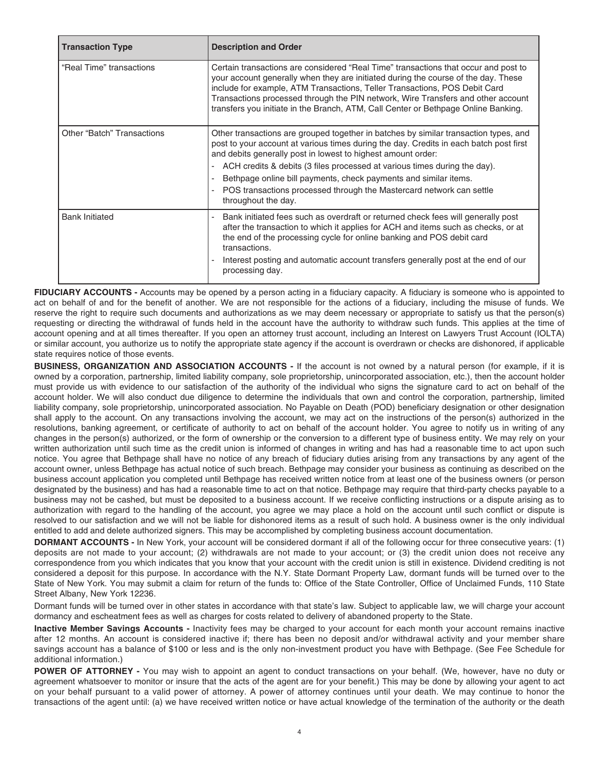| Transaction Type | Description and Order |
|---|---|
| "Real Time" transactions | Certain transactions are considered "Real Time" transactions that occur and post to your account generally when they are initiated during the course of the day. These include for example, ATM Transactions, Teller Transactions, POS Debit Card Transactions processed through the PIN network, Wire Transfers and other account transfers you initiate in the Branch, ATM, Call Center or Bethpage Online Banking. |
| Other "Batch" Transactions | Other transactions are grouped together in batches by similar transaction types, and post to your account at various times during the day. Credits in each batch post first and debits generally post in lowest to highest amount order: <br>- ACH credits & debits (3 files processed at various times during the day).<br>- Bethpage online bill payments, check payments and similar items.<br>- POS transactions processed through the Mastercard network can settle throughout the day. |
| Bank Initiated | - Bank initiated fees such as overdraft or returned check fees will generally post after the transaction to which it applies for ACH and items such as checks, or at the end of the processing cycle for online banking and POS debit card transactions.<br>- Interest posting and automatic account transfers generally post at the end of our processing day. |

**FIDUCIARY ACCOUNTS -** Accounts may be opened by a person acting in a fiduciary capacity. A fiduciary is someone who is appointed to act on behalf of and for the benefit of another. We are not responsible for the actions of a fiduciary, including the misuse of funds. We reserve the right to require such documents and authorizations as we may deem necessary or appropriate to satisfy us that the person(s) requesting or directing the withdrawal of funds held in the account have the authority to withdraw such funds. This applies at the time of account opening and at all times thereafter. If you open an attorney trust account, including an Interest on Lawyers Trust Account (IOLTA) or similar account, you authorize us to notify the appropriate state agency if the account is overdrawn or checks are dishonored, if applicable state requires notice of those events.

**BUSINESS, ORGANIZATION AND ASSOCIATION ACCOUNTS -** If the account is not owned by a natural person (for example, if it is owned by a corporation, partnership, limited liability company, sole proprietorship, unincorporated association, etc.), then the account holder must provide us with evidence to our satisfaction of the authority of the individual who signs the signature card to act on behalf of the account holder. We will also conduct due diligence to determine the individuals that own and control the corporation, partnership, limited liability company, sole proprietorship, unincorporated association. No Payable on Death (POD) beneficiary designation or other designation shall apply to the account. On any transactions involving the account, we may act on the instructions of the person(s) authorized in the resolutions, banking agreement, or certificate of authority to act on behalf of the account holder. You agree to notify us in writing of any changes in the person(s) authorized, or the form of ownership or the conversion to a different type of business entity. We may rely on your written authorization until such time as the credit union is informed of changes in writing and has had a reasonable time to act upon such notice. You agree that Bethpage shall have no notice of any breach of fiduciary duties arising from any transactions by any agent of the account owner, unless Bethpage has actual notice of such breach. Bethpage may consider your business as continuing as described on the business account application you completed until Bethpage has received written notice from at least one of the business owners (or person designated by the business) and has had a reasonable time to act on that notice. Bethpage may require that third-party checks payable to a business may not be cashed, but must be deposited to a business account. If we receive conflicting instructions or a dispute arising as to authorization with regard to the handling of the account, you agree we may place a hold on the account until such conflict or dispute is resolved to our satisfaction and we will not be liable for dishonored items as a result of such hold. A business owner is the only individual entitled to add and delete authorized signers. This may be accomplished by completing business account documentation.

**DORMANT ACCOUNTS -** In New York, your account will be considered dormant if all of the following occur for three consecutive years: (1) deposits are not made to your account; (2) withdrawals are not made to your account; or (3) the credit union does not receive any correspondence from you which indicates that you know that your account with the credit union is still in existence. Dividend crediting is not considered a deposit for this purpose. In accordance with the N.Y. State Dormant Property Law, dormant funds will be turned over to the State of New York. You may submit a claim for return of the funds to: Office of the State Controller, Office of Unclaimed Funds, 110 State Street Albany, New York 12236.

Dormant funds will be turned over in other states in accordance with that state's law. Subject to applicable law, we will charge your account dormancy and escheatment fees as well as charges for costs related to delivery of abandoned property to the State.

**Inactive Member Savings Accounts -** Inactivity fees may be charged to your account for each month your account remains inactive after 12 months. An account is considered inactive if; there has been no deposit and/or withdrawal activity and your member share savings account has a balance of $100 or less and is the only non-investment product you have with Bethpage. (See Fee Schedule for additional information.)

**POWER OF ATTORNEY -** You may wish to appoint an agent to conduct transactions on your behalf. (We, however, have no duty or agreement whatsoever to monitor or insure that the acts of the agent are for your benefit.) This may be done by allowing your agent to act on your behalf pursuant to a valid power of attorney. A power of attorney continues until your death. We may continue to honor the transactions of the agent until: (a) we have received written notice or have actual knowledge of the termination of the authority or the death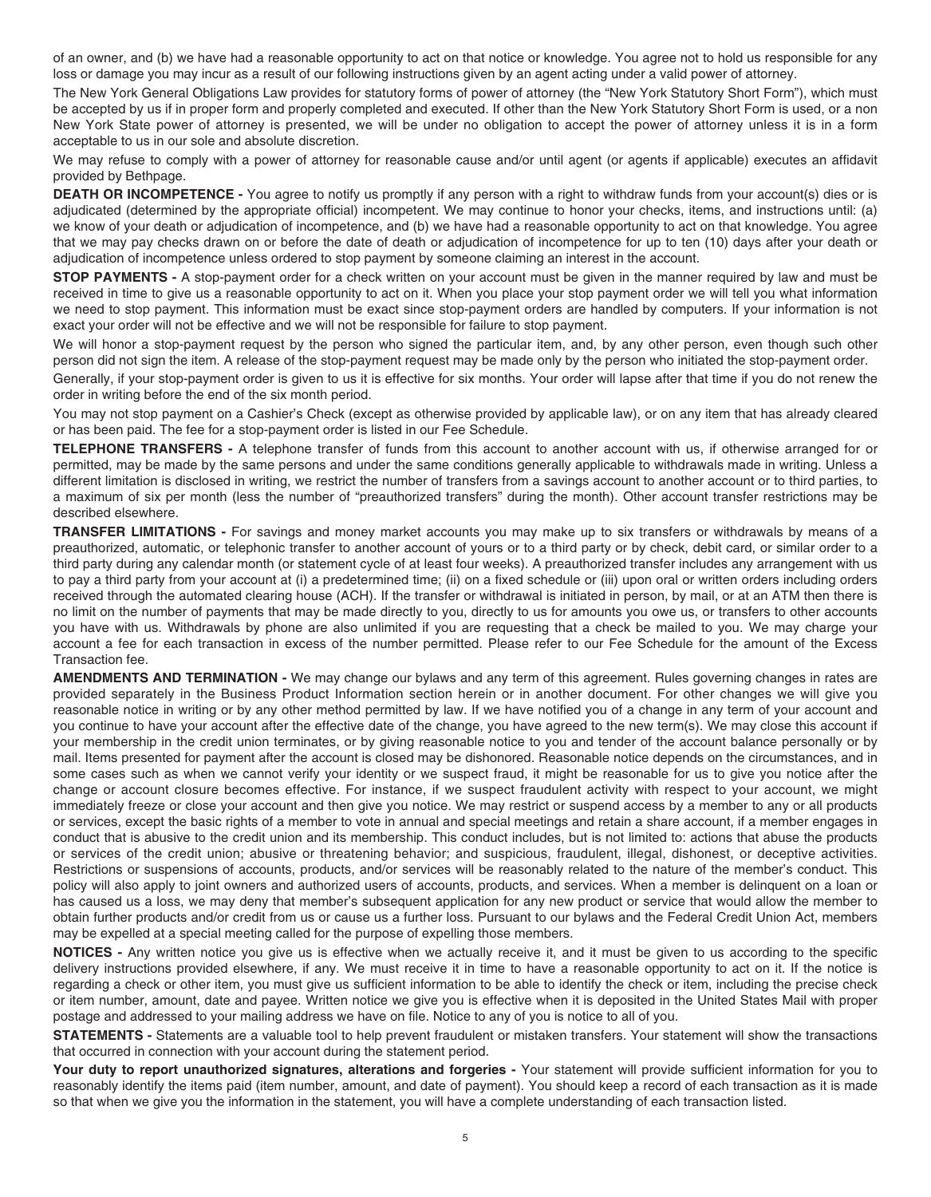of an owner, and (b) we have had a reasonable opportunity to act on that notice or knowledge. You agree not to hold us responsible for any loss or damage you may incur as a result of our following instructions given by an agent acting under a valid power of attorney.

The New York General Obligations Law provides for statutory forms of power of attorney (the "New York Statutory Short Form"), which must be accepted by us if in proper form and properly completed and executed. If other than the New York Statutory Short Form is used, or a non New York State power of attorney is presented, we will be under no obligation to accept the power of attorney unless it is in a form acceptable to us in our sole and absolute discretion.

We may refuse to comply with a power of attorney for reasonable cause and/or until agent (or agents if applicable) executes an affidavit provided by Bethpage.

**DEATH OR INCOMPETENCE -** You agree to notify us promptly if any person with a right to withdraw funds from your account(s) dies or is adjudicated (determined by the appropriate official) incompetent. We may continue to honor your checks, items, and instructions until: (a) we know of your death or adjudication of incompetence, and (b) we have had a reasonable opportunity to act on that knowledge. You agree that we may pay checks drawn on or before the date of death or adjudication of incompetence for up to ten (10) days after your death or adjudication of incompetence unless ordered to stop payment by someone claiming an interest in the account.

**STOP PAYMENTS -** A stop-payment order for a check written on your account must be given in the manner required by law and must be received in time to give us a reasonable opportunity to act on it. When you place your stop payment order we will tell you what information we need to stop payment. This information must be exact since stop-payment orders are handled by computers. If your information is not exact your order will not be effective and we will not be responsible for failure to stop payment.

We will honor a stop-payment request by the person who signed the particular item, and, by any other person, even though such other person did not sign the item. A release of the stop-payment request may be made only by the person who initiated the stop-payment order.

Generally, if your stop-payment order is given to us it is effective for six months. Your order will lapse after that time if you do not renew the order in writing before the end of the six month period.

You may not stop payment on a Cashier's Check (except as otherwise provided by applicable law), or on any item that has already cleared or has been paid. The fee for a stop-payment order is listed in our Fee Schedule.

**TELEPHONE TRANSFERS -** A telephone transfer of funds from this account to another account with us, if otherwise arranged for or permitted, may be made by the same persons and under the same conditions generally applicable to withdrawals made in writing. Unless a different limitation is disclosed in writing, we restrict the number of transfers from a savings account to another account or to third parties, to a maximum of six per month (less the number of "preauthorized transfers" during the month). Other account transfer restrictions may be described elsewhere.

**TRANSFER LIMITATIONS -** For savings and money market accounts you may make up to six transfers or withdrawals by means of a preauthorized, automatic, or telephonic transfer to another account of yours or to a third party or by check, debit card, or similar order to a third party during any calendar month (or statement cycle of at least four weeks). A preauthorized transfer includes any arrangement with us to pay a third party from your account at (i) a predetermined time; (ii) on a fixed schedule or (iii) upon oral or written orders including orders received through the automated clearing house (ACH). If the transfer or withdrawal is initiated in person, by mail, or at an ATM then there is no limit on the number of payments that may be made directly to you, directly to us for amounts you owe us, or transfers to other accounts you have with us. Withdrawals by phone are also unlimited if you are requesting that a check be mailed to you. We may charge your account a fee for each transaction in excess of the number permitted. Please refer to our Fee Schedule for the amount of the Excess Transaction fee.

**AMENDMENTS AND TERMINATION -** We may change our bylaws and any term of this agreement. Rules governing changes in rates are provided separately in the Business Product Information section herein or in another document. For other changes we will give you reasonable notice in writing or by any other method permitted by law. If we have notified you of a change in any term of your account and you continue to have your account after the effective date of the change, you have agreed to the new term(s). We may close this account if your membership in the credit union terminates, or by giving reasonable notice to you and tender of the account balance personally or by mail. Items presented for payment after the account is closed may be dishonored. Reasonable notice depends on the circumstances, and in some cases such as when we cannot verify your identity or we suspect fraud, it might be reasonable for us to give you notice after the change or account closure becomes effective. For instance, if we suspect fraudulent activity with respect to your account, we might immediately freeze or close your account and then give you notice. We may restrict or suspend access by a member to any or all products or services, except the basic rights of a member to vote in annual and special meetings and retain a share account, if a member engages in conduct that is abusive to the credit union and its membership. This conduct includes, but is not limited to: actions that abuse the products or services of the credit union; abusive or threatening behavior; and suspicious, fraudulent, illegal, dishonest, or deceptive activities. Restrictions or suspensions of accounts, products, and/or services will be reasonably related to the nature of the member's conduct. This policy will also apply to joint owners and authorized users of accounts, products, and services. When a member is delinquent on a loan or has caused us a loss, we may deny that member's subsequent application for any new product or service that would allow the member to obtain further products and/or credit from us or cause us a further loss. Pursuant to our bylaws and the Federal Credit Union Act, members may be expelled at a special meeting called for the purpose of expelling those members.

**NOTICES -** Any written notice you give us is effective when we actually receive it, and it must be given to us according to the specific delivery instructions provided elsewhere, if any. We must receive it in time to have a reasonable opportunity to act on it. If the notice is regarding a check or other item, you must give us sufficient information to be able to identify the check or item, including the precise check or item number, amount, date and payee. Written notice we give you is effective when it is deposited in the United States Mail with proper postage and addressed to your mailing address we have on file. Notice to any of you is notice to all of you.

**STATEMENTS -** Statements are a valuable tool to help prevent fraudulent or mistaken transfers. Your statement will show the transactions that occurred in connection with your account during the statement period.

**Your duty to report unauthorized signatures, alterations and forgeries -** Your statement will provide sufficient information for you to reasonably identify the items paid (item number, amount, and date of payment). You should keep a record of each transaction as it is made so that when we give you the information in the statement, you will have a complete understanding of each transaction listed.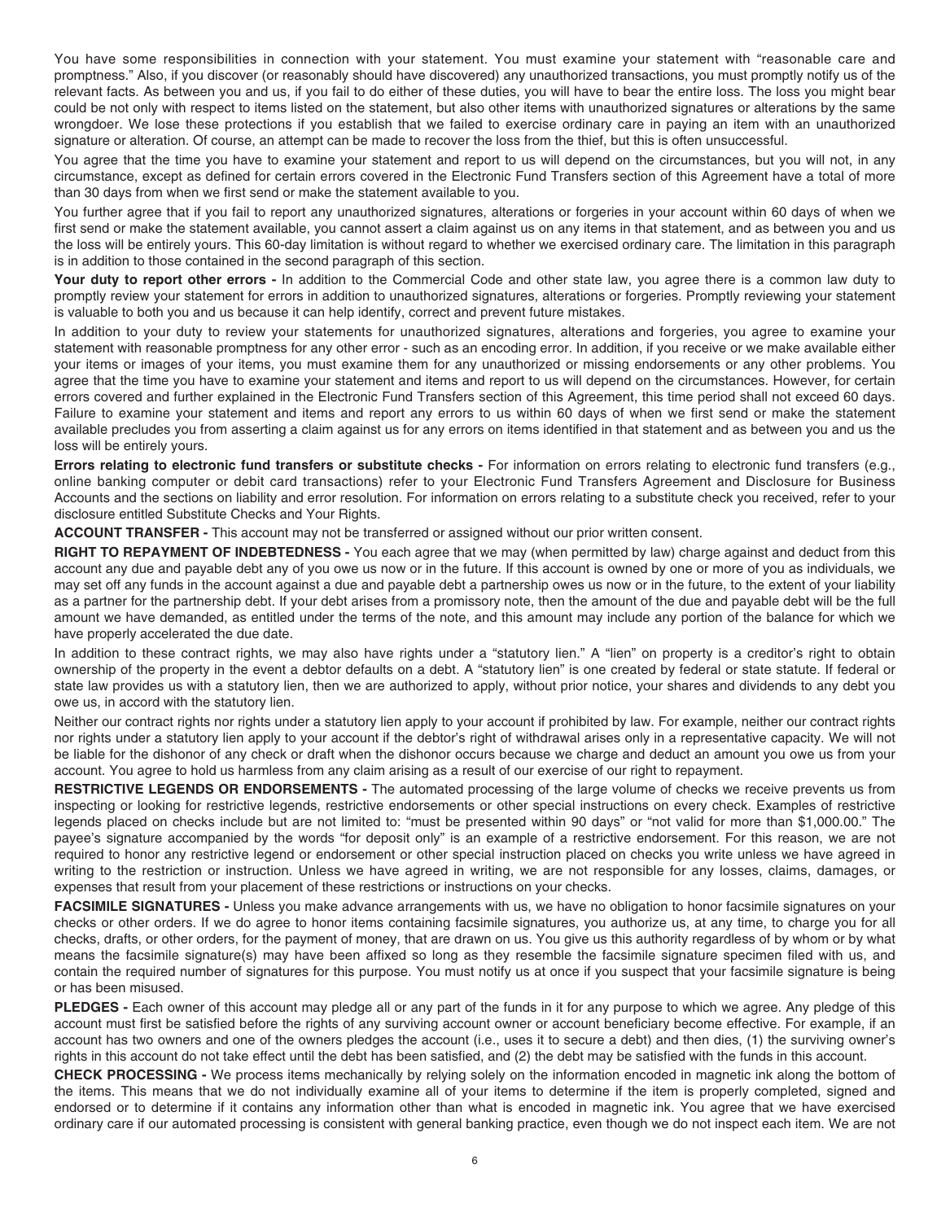You have some responsibilities in connection with your statement. You must examine your statement with "reasonable care and promptness." Also, if you discover (or reasonably should have discovered) any unauthorized transactions, you must promptly notify us of the relevant facts. As between you and us, if you fail to do either of these duties, you will have to bear the entire loss. The loss you might bear could be not only with respect to items listed on the statement, but also other items with unauthorized signatures or alterations by the same wrongdoer. We lose these protections if you establish that we failed to exercise ordinary care in paying an item with an unauthorized signature or alteration. Of course, an attempt can be made to recover the loss from the thief, but this is often unsuccessful.

You agree that the time you have to examine your statement and report to us will depend on the circumstances, but you will not, in any circumstance, except as defined for certain errors covered in the Electronic Fund Transfers section of this Agreement have a total of more than 30 days from when we first send or make the statement available to you.

You further agree that if you fail to report any unauthorized signatures, alterations or forgeries in your account within 60 days of when we first send or make the statement available, you cannot assert a claim against us on any items in that statement, and as between you and us the loss will be entirely yours. This 60-day limitation is without regard to whether we exercised ordinary care. The limitation in this paragraph is in addition to those contained in the second paragraph of this section.

**Your duty to report other errors -** In addition to the Commercial Code and other state law, you agree there is a common law duty to promptly review your statement for errors in addition to unauthorized signatures, alterations or forgeries. Promptly reviewing your statement is valuable to both you and us because it can help identify, correct and prevent future mistakes.

In addition to your duty to review your statements for unauthorized signatures, alterations and forgeries, you agree to examine your statement with reasonable promptness for any other error - such as an encoding error. In addition, if you receive or we make available either your items or images of your items, you must examine them for any unauthorized or missing endorsements or any other problems. You agree that the time you have to examine your statement and items and report to us will depend on the circumstances. However, for certain errors covered and further explained in the Electronic Fund Transfers section of this Agreement, this time period shall not exceed 60 days. Failure to examine your statement and items and report any errors to us within 60 days of when we first send or make the statement available precludes you from asserting a claim against us for any errors on items identified in that statement and as between you and us the loss will be entirely yours.

**Errors relating to electronic fund transfers or substitute checks -** For information on errors relating to electronic fund transfers (e.g., online banking computer or debit card transactions) refer to your Electronic Fund Transfers Agreement and Disclosure for Business Accounts and the sections on liability and error resolution. For information on errors relating to a substitute check you received, refer to your disclosure entitled Substitute Checks and Your Rights.

**ACCOUNT TRANSFER -** This account may not be transferred or assigned without our prior written consent.

**RIGHT TO REPAYMENT OF INDEBTEDNESS -** You each agree that we may (when permitted by law) charge against and deduct from this account any due and payable debt any of you owe us now or in the future. If this account is owned by one or more of you as individuals, we may set off any funds in the account against a due and payable debt a partnership owes us now or in the future, to the extent of your liability as a partner for the partnership debt. If your debt arises from a promissory note, then the amount of the due and payable debt will be the full amount we have demanded, as entitled under the terms of the note, and this amount may include any portion of the balance for which we have properly accelerated the due date.

In addition to these contract rights, we may also have rights under a "statutory lien." A "lien" on property is a creditor's right to obtain ownership of the property in the event a debtor defaults on a debt. A "statutory lien" is one created by federal or state statute. If federal or state law provides us with a statutory lien, then we are authorized to apply, without prior notice, your shares and dividends to any debt you owe us, in accord with the statutory lien.

Neither our contract rights nor rights under a statutory lien apply to your account if prohibited by law. For example, neither our contract rights nor rights under a statutory lien apply to your account if the debtor's right of withdrawal arises only in a representative capacity. We will not be liable for the dishonor of any check or draft when the dishonor occurs because we charge and deduct an amount you owe us from your account. You agree to hold us harmless from any claim arising as a result of our exercise of our right to repayment.

**RESTRICTIVE LEGENDS OR ENDORSEMENTS -** The automated processing of the large volume of checks we receive prevents us from inspecting or looking for restrictive legends, restrictive endorsements or other special instructions on every check. Examples of restrictive legends placed on checks include but are not limited to: "must be presented within 90 days" or "not valid for more than $1,000.00." The payee's signature accompanied by the words "for deposit only" is an example of a restrictive endorsement. For this reason, we are not required to honor any restrictive legend or endorsement or other special instruction placed on checks you write unless we have agreed in writing to the restriction or instruction. Unless we have agreed in writing, we are not responsible for any losses, claims, damages, or expenses that result from your placement of these restrictions or instructions on your checks.

**FACSIMILE SIGNATURES -** Unless you make advance arrangements with us, we have no obligation to honor facsimile signatures on your checks or other orders. If we do agree to honor items containing facsimile signatures, you authorize us, at any time, to charge you for all checks, drafts, or other orders, for the payment of money, that are drawn on us. You give us this authority regardless of by whom or by what means the facsimile signature(s) may have been affixed so long as they resemble the facsimile signature specimen filed with us, and contain the required number of signatures for this purpose. You must notify us at once if you suspect that your facsimile signature is being or has been misused.

**PLEDGES -** Each owner of this account may pledge all or any part of the funds in it for any purpose to which we agree. Any pledge of this account must first be satisfied before the rights of any surviving account owner or account beneficiary become effective. For example, if an account has two owners and one of the owners pledges the account (i.e., uses it to secure a debt) and then dies, (1) the surviving owner's rights in this account do not take effect until the debt has been satisfied, and (2) the debt may be satisfied with the funds in this account.

**CHECK PROCESSING -** We process items mechanically by relying solely on the information encoded in magnetic ink along the bottom of the items. This means that we do not individually examine all of your items to determine if the item is properly completed, signed and endorsed or to determine if it contains any information other than what is encoded in magnetic ink. You agree that we have exercised ordinary care if our automated processing is consistent with general banking practice, even though we do not inspect each item. We are not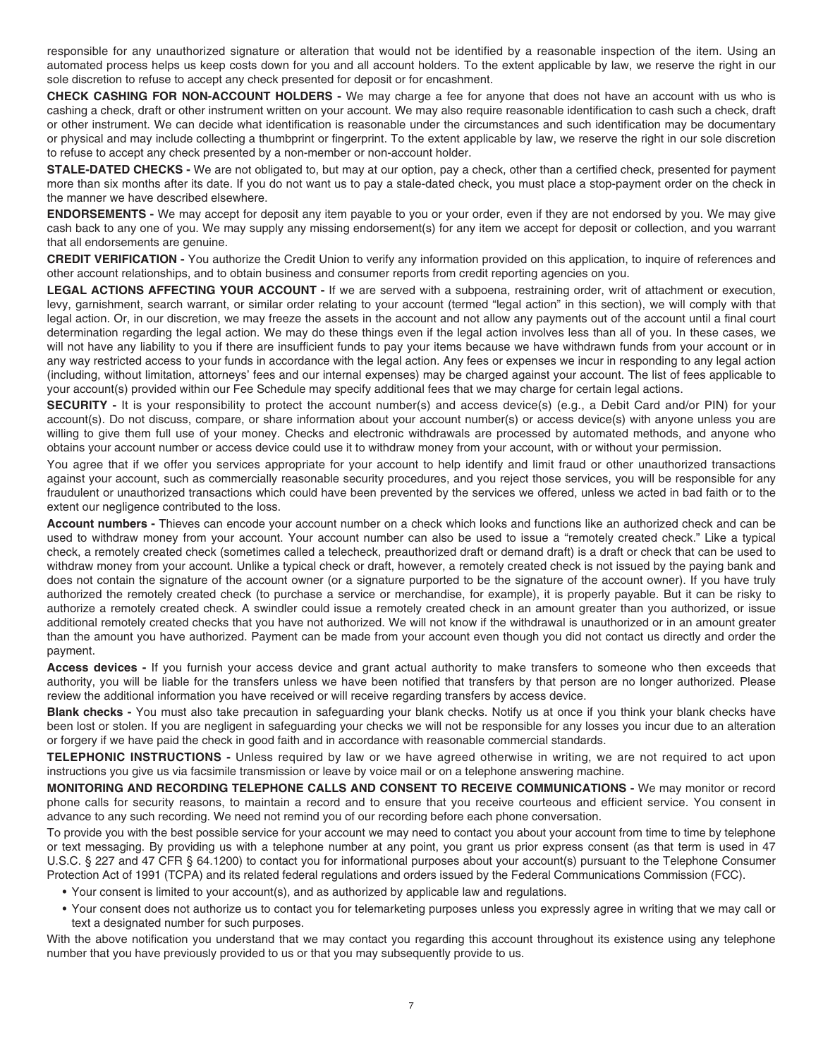responsible for any unauthorized signature or alteration that would not be identified by a reasonable inspection of the item. Using an automated process helps us keep costs down for you and all account holders. To the extent applicable by law, we reserve the right in our sole discretion to refuse to accept any check presented for deposit or for encashment.

**CHECK CASHING FOR NON-ACCOUNT HOLDERS -** We may charge a fee for anyone that does not have an account with us who is cashing a check, draft or other instrument written on your account. We may also require reasonable identification to cash such a check, draft or other instrument. We can decide what identification is reasonable under the circumstances and such identification may be documentary or physical and may include collecting a thumbprint or fingerprint. To the extent applicable by law, we reserve the right in our sole discretion to refuse to accept any check presented by a non-member or non-account holder.

**STALE-DATED CHECKS -** We are not obligated to, but may at our option, pay a check, other than a certified check, presented for payment more than six months after its date. If you do not want us to pay a stale-dated check, you must place a stop-payment order on the check in the manner we have described elsewhere.

**ENDORSEMENTS -** We may accept for deposit any item payable to you or your order, even if they are not endorsed by you. We may give cash back to any one of you. We may supply any missing endorsement(s) for any item we accept for deposit or collection, and you warrant that all endorsements are genuine.

**CREDIT VERIFICATION -** You authorize the Credit Union to verify any information provided on this application, to inquire of references and other account relationships, and to obtain business and consumer reports from credit reporting agencies on you.

**LEGAL ACTIONS AFFECTING YOUR ACCOUNT -** If we are served with a subpoena, restraining order, writ of attachment or execution, levy, garnishment, search warrant, or similar order relating to your account (termed "legal action" in this section), we will comply with that legal action. Or, in our discretion, we may freeze the assets in the account and not allow any payments out of the account until a final court determination regarding the legal action. We may do these things even if the legal action involves less than all of you. In these cases, we will not have any liability to you if there are insufficient funds to pay your items because we have withdrawn funds from your account or in any way restricted access to your funds in accordance with the legal action. Any fees or expenses we incur in responding to any legal action (including, without limitation, attorneys' fees and our internal expenses) may be charged against your account. The list of fees applicable to your account(s) provided within our Fee Schedule may specify additional fees that we may charge for certain legal actions.

**SECURITY -** It is your responsibility to protect the account number(s) and access device(s) (e.g., a Debit Card and/or PIN) for your account(s). Do not discuss, compare, or share information about your account number(s) or access device(s) with anyone unless you are willing to give them full use of your money. Checks and electronic withdrawals are processed by automated methods, and anyone who obtains your account number or access device could use it to withdraw money from your account, with or without your permission.

You agree that if we offer you services appropriate for your account to help identify and limit fraud or other unauthorized transactions against your account, such as commercially reasonable security procedures, and you reject those services, you will be responsible for any fraudulent or unauthorized transactions which could have been prevented by the services we offered, unless we acted in bad faith or to the extent our negligence contributed to the loss.

**Account numbers -** Thieves can encode your account number on a check which looks and functions like an authorized check and can be used to withdraw money from your account. Your account number can also be used to issue a "remotely created check." Like a typical check, a remotely created check (sometimes called a telecheck, preauthorized draft or demand draft) is a draft or check that can be used to withdraw money from your account. Unlike a typical check or draft, however, a remotely created check is not issued by the paying bank and does not contain the signature of the account owner (or a signature purported to be the signature of the account owner). If you have truly authorized the remotely created check (to purchase a service or merchandise, for example), it is properly payable. But it can be risky to authorize a remotely created check. A swindler could issue a remotely created check in an amount greater than you authorized, or issue additional remotely created checks that you have not authorized. We will not know if the withdrawal is unauthorized or in an amount greater than the amount you have authorized. Payment can be made from your account even though you did not contact us directly and order the payment.

**Access devices -** If you furnish your access device and grant actual authority to make transfers to someone who then exceeds that authority, you will be liable for the transfers unless we have been notified that transfers by that person are no longer authorized. Please review the additional information you have received or will receive regarding transfers by access device.

**Blank checks -** You must also take precaution in safeguarding your blank checks. Notify us at once if you think your blank checks have been lost or stolen. If you are negligent in safeguarding your checks we will not be responsible for any losses you incur due to an alteration or forgery if we have paid the check in good faith and in accordance with reasonable commercial standards.

**TELEPHONIC INSTRUCTIONS -** Unless required by law or we have agreed otherwise in writing, we are not required to act upon instructions you give us via facsimile transmission or leave by voice mail or on a telephone answering machine.

**MONITORING AND RECORDING TELEPHONE CALLS AND CONSENT TO RECEIVE COMMUNICATIONS -** We may monitor or record phone calls for security reasons, to maintain a record and to ensure that you receive courteous and efficient service. You consent in advance to any such recording. We need not remind you of our recording before each phone conversation.

To provide you with the best possible service for your account we may need to contact you about your account from time to time by telephone or text messaging. By providing us with a telephone number at any point, you grant us prior express consent (as that term is used in 47 U.S.C. § 227 and 47 CFR § 64.1200) to contact you for informational purposes about your account(s) pursuant to the Telephone Consumer Protection Act of 1991 (TCPA) and its related federal regulations and orders issued by the Federal Communications Commission (FCC).

- Your consent is limited to your account(s), and as authorized by applicable law and regulations.
- Your consent does not authorize us to contact you for telemarketing purposes unless you expressly agree in writing that we may call or text a designated number for such purposes.

With the above notification you understand that we may contact you regarding this account throughout its existence using any telephone number that you have previously provided to us or that you may subsequently provide to us.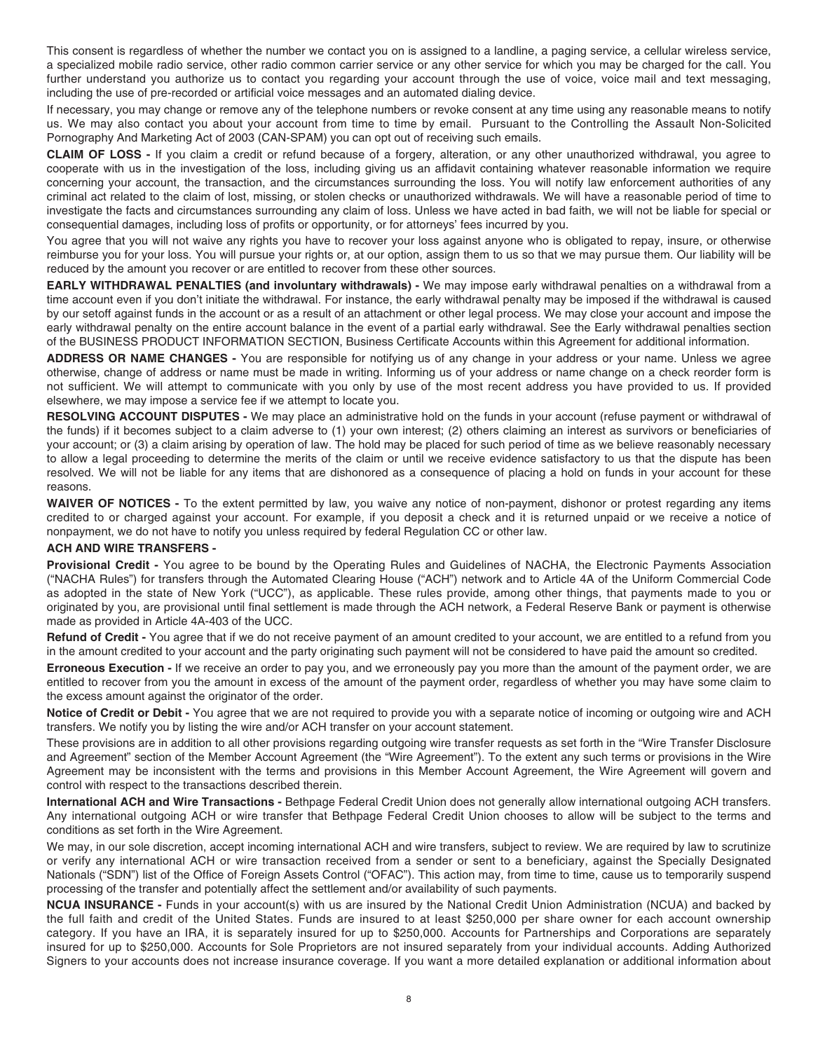This consent is regardless of whether the number we contact you on is assigned to a landline, a paging service, a cellular wireless service, a specialized mobile radio service, other radio common carrier service or any other service for which you may be charged for the call. You further understand you authorize us to contact you regarding your account through the use of voice, voice mail and text messaging, including the use of pre-recorded or artificial voice messages and an automated dialing device.

If necessary, you may change or remove any of the telephone numbers or revoke consent at any time using any reasonable means to notify us. We may also contact you about your account from time to time by email. Pursuant to the Controlling the Assault Non-Solicited Pornography And Marketing Act of 2003 (CAN-SPAM) you can opt out of receiving such emails.

**CLAIM OF LOSS -** If you claim a credit or refund because of a forgery, alteration, or any other unauthorized withdrawal, you agree to cooperate with us in the investigation of the loss, including giving us an affidavit containing whatever reasonable information we require concerning your account, the transaction, and the circumstances surrounding the loss. You will notify law enforcement authorities of any criminal act related to the claim of lost, missing, or stolen checks or unauthorized withdrawals. We will have a reasonable period of time to investigate the facts and circumstances surrounding any claim of loss. Unless we have acted in bad faith, we will not be liable for special or consequential damages, including loss of profits or opportunity, or for attorneys' fees incurred by you.

You agree that you will not waive any rights you have to recover your loss against anyone who is obligated to repay, insure, or otherwise reimburse you for your loss. You will pursue your rights or, at our option, assign them to us so that we may pursue them. Our liability will be reduced by the amount you recover or are entitled to recover from these other sources.

**EARLY WITHDRAWAL PENALTIES (and involuntary withdrawals) -** We may impose early withdrawal penalties on a withdrawal from a time account even if you don't initiate the withdrawal. For instance, the early withdrawal penalty may be imposed if the withdrawal is caused by our setoff against funds in the account or as a result of an attachment or other legal process. We may close your account and impose the early withdrawal penalty on the entire account balance in the event of a partial early withdrawal. See the Early withdrawal penalties section of the BUSINESS PRODUCT INFORMATION SECTION, Business Certificate Accounts within this Agreement for additional information.

**ADDRESS OR NAME CHANGES -** You are responsible for notifying us of any change in your address or your name. Unless we agree otherwise, change of address or name must be made in writing. Informing us of your address or name change on a check reorder form is not sufficient. We will attempt to communicate with you only by use of the most recent address you have provided to us. If provided elsewhere, we may impose a service fee if we attempt to locate you.

**RESOLVING ACCOUNT DISPUTES -** We may place an administrative hold on the funds in your account (refuse payment or withdrawal of the funds) if it becomes subject to a claim adverse to (1) your own interest; (2) others claiming an interest as survivors or beneficiaries of your account; or (3) a claim arising by operation of law. The hold may be placed for such period of time as we believe reasonably necessary to allow a legal proceeding to determine the merits of the claim or until we receive evidence satisfactory to us that the dispute has been resolved. We will not be liable for any items that are dishonored as a consequence of placing a hold on funds in your account for these reasons.

**WAIVER OF NOTICES -** To the extent permitted by law, you waive any notice of non-payment, dishonor or protest regarding any items credited to or charged against your account. For example, if you deposit a check and it is returned unpaid or we receive a notice of nonpayment, we do not have to notify you unless required by federal Regulation CC or other law.

**ACH AND WIRE TRANSFERS -**

**Provisional Credit -** You agree to be bound by the Operating Rules and Guidelines of NACHA, the Electronic Payments Association ("NACHA Rules") for transfers through the Automated Clearing House ("ACH") network and to Article 4A of the Uniform Commercial Code as adopted in the state of New York ("UCC"), as applicable. These rules provide, among other things, that payments made to you or originated by you, are provisional until final settlement is made through the ACH network, a Federal Reserve Bank or payment is otherwise made as provided in Article 4A-403 of the UCC.

**Refund of Credit -** You agree that if we do not receive payment of an amount credited to your account, we are entitled to a refund from you in the amount credited to your account and the party originating such payment will not be considered to have paid the amount so credited.

**Erroneous Execution -** If we receive an order to pay you, and we erroneously pay you more than the amount of the payment order, we are entitled to recover from you the amount in excess of the amount of the payment order, regardless of whether you may have some claim to the excess amount against the originator of the order.

**Notice of Credit or Debit -** You agree that we are not required to provide you with a separate notice of incoming or outgoing wire and ACH transfers. We notify you by listing the wire and/or ACH transfer on your account statement.

These provisions are in addition to all other provisions regarding outgoing wire transfer requests as set forth in the "Wire Transfer Disclosure and Agreement" section of the Member Account Agreement (the "Wire Agreement"). To the extent any such terms or provisions in the Wire Agreement may be inconsistent with the terms and provisions in this Member Account Agreement, the Wire Agreement will govern and control with respect to the transactions described therein.

**International ACH and Wire Transactions -** Bethpage Federal Credit Union does not generally allow international outgoing ACH transfers. Any international outgoing ACH or wire transfer that Bethpage Federal Credit Union chooses to allow will be subject to the terms and conditions as set forth in the Wire Agreement.

We may, in our sole discretion, accept incoming international ACH and wire transfers, subject to review. We are required by law to scrutinize or verify any international ACH or wire transaction received from a sender or sent to a beneficiary, against the Specially Designated Nationals ("SDN") list of the Office of Foreign Assets Control ("OFAC"). This action may, from time to time, cause us to temporarily suspend processing of the transfer and potentially affect the settlement and/or availability of such payments.

**NCUA INSURANCE -** Funds in your account(s) with us are insured by the National Credit Union Administration (NCUA) and backed by the full faith and credit of the United States. Funds are insured to at least $250,000 per share owner for each account ownership category. If you have an IRA, it is separately insured for up to $250,000. Accounts for Partnerships and Corporations are separately insured for up to $250,000. Accounts for Sole Proprietors are not insured separately from your individual accounts. Adding Authorized Signers to your accounts does not increase insurance coverage. If you want a more detailed explanation or additional information about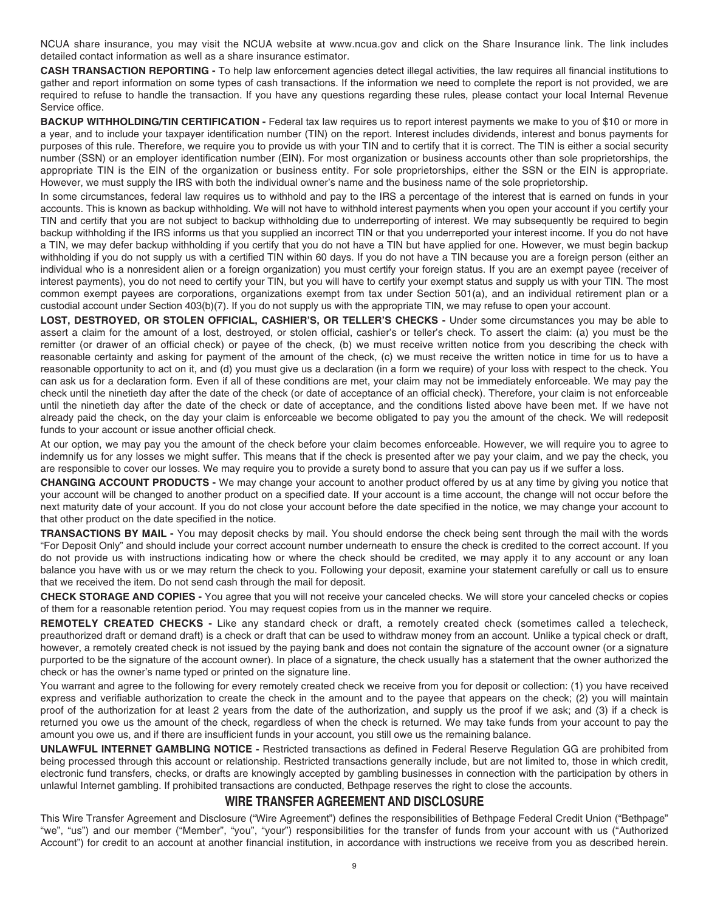NCUA share insurance, you may visit the NCUA website at www.ncua.gov and click on the Share Insurance link. The link includes detailed contact information as well as a share insurance estimator.

**CASH TRANSACTION REPORTING -** To help law enforcement agencies detect illegal activities, the law requires all financial institutions to gather and report information on some types of cash transactions. If the information we need to complete the report is not provided, we are required to refuse to handle the transaction. If you have any questions regarding these rules, please contact your local Internal Revenue Service office.

**BACKUP WITHHOLDING/TIN CERTIFICATION -** Federal tax law requires us to report interest payments we make to you of $10 or more in a year, and to include your taxpayer identification number (TIN) on the report. Interest includes dividends, interest and bonus payments for purposes of this rule. Therefore, we require you to provide us with your TIN and to certify that it is correct. The TIN is either a social security number (SSN) or an employer identification number (EIN). For most organization or business accounts other than sole proprietorships, the appropriate TIN is the EIN of the organization or business entity. For sole proprietorships, either the SSN or the EIN is appropriate. However, we must supply the IRS with both the individual owner's name and the business name of the sole proprietorship.

In some circumstances, federal law requires us to withhold and pay to the IRS a percentage of the interest that is earned on funds in your accounts. This is known as backup withholding. We will not have to withhold interest payments when you open your account if you certify your TIN and certify that you are not subject to backup withholding due to underreporting of interest. We may subsequently be required to begin backup withholding if the IRS informs us that you supplied an incorrect TIN or that you underreported your interest income. If you do not have a TIN, we may defer backup withholding if you certify that you do not have a TIN but have applied for one. However, we must begin backup withholding if you do not supply us with a certified TIN within 60 days. If you do not have a TIN because you are a foreign person (either an individual who is a nonresident alien or a foreign organization) you must certify your foreign status. If you are an exempt payee (receiver of interest payments), you do not need to certify your TIN, but you will have to certify your exempt status and supply us with your TIN. The most common exempt payees are corporations, organizations exempt from tax under Section 501(a), and an individual retirement plan or a custodial account under Section 403(b)(7). If you do not supply us with the appropriate TIN, we may refuse to open your account.

**LOST, DESTROYED, OR STOLEN OFFICIAL, CASHIER'S, OR TELLER'S CHECKS -** Under some circumstances you may be able to assert a claim for the amount of a lost, destroyed, or stolen official, cashier's or teller's check. To assert the claim: (a) you must be the remitter (or drawer of an official check) or payee of the check, (b) we must receive written notice from you describing the check with reasonable certainty and asking for payment of the amount of the check, (c) we must receive the written notice in time for us to have a reasonable opportunity to act on it, and (d) you must give us a declaration (in a form we require) of your loss with respect to the check. You can ask us for a declaration form. Even if all of these conditions are met, your claim may not be immediately enforceable. We may pay the check until the ninetieth day after the date of the check (or date of acceptance of an official check). Therefore, your claim is not enforceable until the ninetieth day after the date of the check or date of acceptance, and the conditions listed above have been met. If we have not already paid the check, on the day your claim is enforceable we become obligated to pay you the amount of the check. We will redeposit funds to your account or issue another official check.

At our option, we may pay you the amount of the check before your claim becomes enforceable. However, we will require you to agree to indemnify us for any losses we might suffer. This means that if the check is presented after we pay your claim, and we pay the check, you are responsible to cover our losses. We may require you to provide a surety bond to assure that you can pay us if we suffer a loss.

**CHANGING ACCOUNT PRODUCTS -** We may change your account to another product offered by us at any time by giving you notice that your account will be changed to another product on a specified date. If your account is a time account, the change will not occur before the next maturity date of your account. If you do not close your account before the date specified in the notice, we may change your account to that other product on the date specified in the notice.

**TRANSACTIONS BY MAIL -** You may deposit checks by mail. You should endorse the check being sent through the mail with the words "For Deposit Only" and should include your correct account number underneath to ensure the check is credited to the correct account. If you do not provide us with instructions indicating how or where the check should be credited, we may apply it to any account or any loan balance you have with us or we may return the check to you. Following your deposit, examine your statement carefully or call us to ensure that we received the item. Do not send cash through the mail for deposit.

**CHECK STORAGE AND COPIES -** You agree that you will not receive your canceled checks. We will store your canceled checks or copies of them for a reasonable retention period. You may request copies from us in the manner we require.

**REMOTELY CREATED CHECKS -** Like any standard check or draft, a remotely created check (sometimes called a telecheck, preauthorized draft or demand draft) is a check or draft that can be used to withdraw money from an account. Unlike a typical check or draft, however, a remotely created check is not issued by the paying bank and does not contain the signature of the account owner (or a signature purported to be the signature of the account owner). In place of a signature, the check usually has a statement that the owner authorized the check or has the owner's name typed or printed on the signature line.

You warrant and agree to the following for every remotely created check we receive from you for deposit or collection: (1) you have received express and verifiable authorization to create the check in the amount and to the payee that appears on the check; (2) you will maintain proof of the authorization for at least 2 years from the date of the authorization, and supply us the proof if we ask; and (3) if a check is returned you owe us the amount of the check, regardless of when the check is returned. We may take funds from your account to pay the amount you owe us, and if there are insufficient funds in your account, you still owe us the remaining balance.

**UNLAWFUL INTERNET GAMBLING NOTICE -** Restricted transactions as defined in Federal Reserve Regulation GG are prohibited from being processed through this account or relationship. Restricted transactions generally include, but are not limited to, those in which credit, electronic fund transfers, checks, or drafts are knowingly accepted by gambling businesses in connection with the participation by others in unlawful Internet gambling. If prohibited transactions are conducted, Bethpage reserves the right to close the accounts.

## WIRE TRANSFER AGREEMENT AND DISCLOSURE

This Wire Transfer Agreement and Disclosure ("Wire Agreement") defines the responsibilities of Bethpage Federal Credit Union ("Bethpage" "we", "us") and our member ("Member", "you", "your") responsibilities for the transfer of funds from your account with us ("Authorized Account") for credit to an account at another financial institution, in accordance with instructions we receive from you as described herein.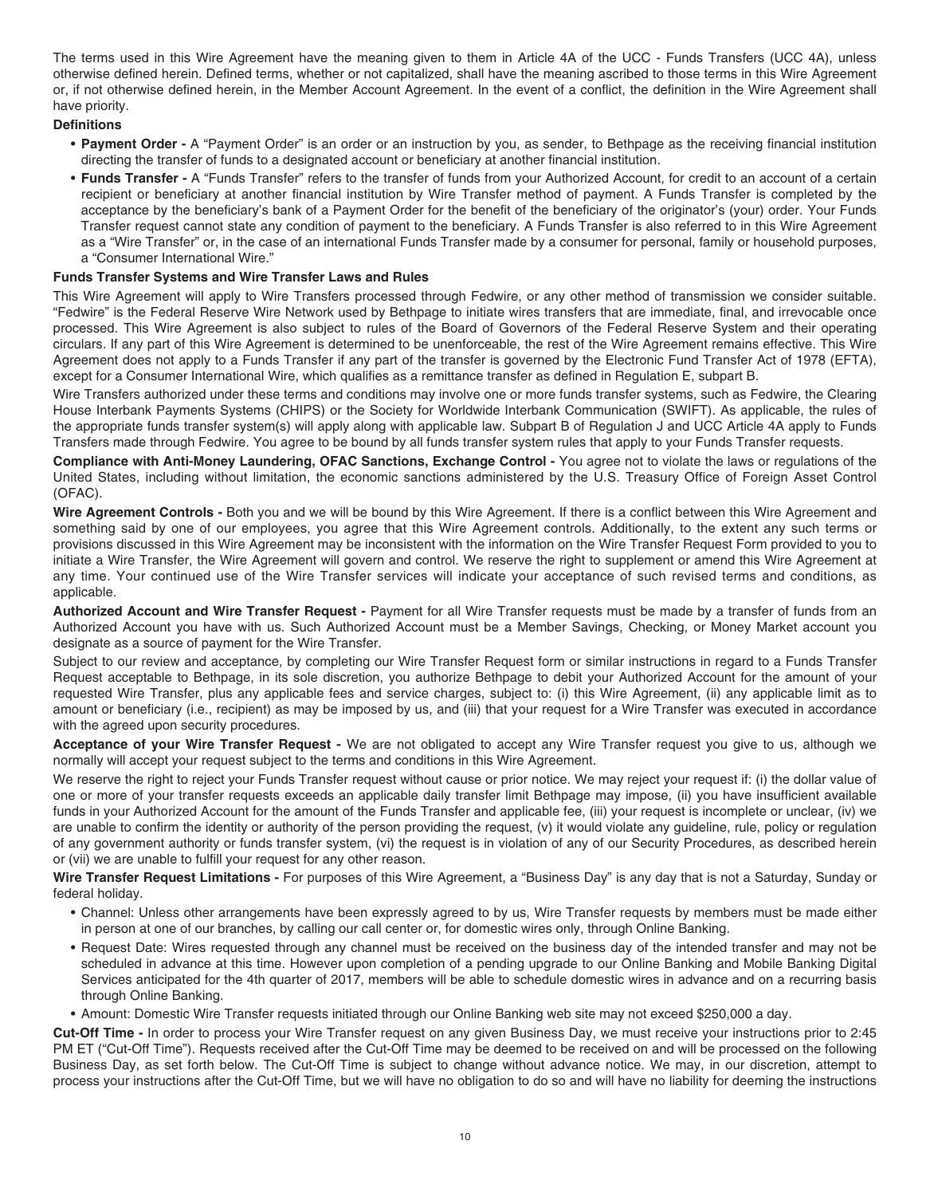The terms used in this Wire Agreement have the meaning given to them in Article 4A of the UCC - Funds Transfers (UCC 4A), unless otherwise defined herein. Defined terms, whether or not capitalized, shall have the meaning ascribed to those terms in this Wire Agreement or, if not otherwise defined herein, in the Member Account Agreement. In the event of a conflict, the definition in the Wire Agreement shall have priority.

**Definitions**

- **Payment Order -** A "Payment Order" is an order or an instruction by you, as sender, to Bethpage as the receiving financial institution directing the transfer of funds to a designated account or beneficiary at another financial institution.
- **Funds Transfer -** A "Funds Transfer" refers to the transfer of funds from your Authorized Account, for credit to an account of a certain recipient or beneficiary at another financial institution by Wire Transfer method of payment. A Funds Transfer is completed by the acceptance by the beneficiary's bank of a Payment Order for the benefit of the beneficiary of the originator's (your) order. Your Funds Transfer request cannot state any condition of payment to the beneficiary. A Funds Transfer is also referred to in this Wire Agreement as a "Wire Transfer" or, in the case of an international Funds Transfer made by a consumer for personal, family or household purposes, a "Consumer International Wire."

**Funds Transfer Systems and Wire Transfer Laws and Rules**

This Wire Agreement will apply to Wire Transfers processed through Fedwire, or any other method of transmission we consider suitable. "Fedwire" is the Federal Reserve Wire Network used by Bethpage to initiate wires transfers that are immediate, final, and irrevocable once processed. This Wire Agreement is also subject to rules of the Board of Governors of the Federal Reserve System and their operating circulars. If any part of this Wire Agreement is determined to be unenforceable, the rest of the Wire Agreement remains effective. This Wire Agreement does not apply to a Funds Transfer if any part of the transfer is governed by the Electronic Fund Transfer Act of 1978 (EFTA), except for a Consumer International Wire, which qualifies as a remittance transfer as defined in Regulation E, subpart B.

Wire Transfers authorized under these terms and conditions may involve one or more funds transfer systems, such as Fedwire, the Clearing House Interbank Payments Systems (CHIPS) or the Society for Worldwide Interbank Communication (SWIFT). As applicable, the rules of the appropriate funds transfer system(s) will apply along with applicable law. Subpart B of Regulation J and UCC Article 4A apply to Funds Transfers made through Fedwire. You agree to be bound by all funds transfer system rules that apply to your Funds Transfer requests.

**Compliance with Anti-Money Laundering, OFAC Sanctions, Exchange Control -** You agree not to violate the laws or regulations of the United States, including without limitation, the economic sanctions administered by the U.S. Treasury Office of Foreign Asset Control (OFAC).

**Wire Agreement Controls -** Both you and we will be bound by this Wire Agreement. If there is a conflict between this Wire Agreement and something said by one of our employees, you agree that this Wire Agreement controls. Additionally, to the extent any such terms or provisions discussed in this Wire Agreement may be inconsistent with the information on the Wire Transfer Request Form provided to you to initiate a Wire Transfer, the Wire Agreement will govern and control. We reserve the right to supplement or amend this Wire Agreement at any time. Your continued use of the Wire Transfer services will indicate your acceptance of such revised terms and conditions, as applicable.

**Authorized Account and Wire Transfer Request -** Payment for all Wire Transfer requests must be made by a transfer of funds from an Authorized Account you have with us. Such Authorized Account must be a Member Savings, Checking, or Money Market account you designate as a source of payment for the Wire Transfer.

Subject to our review and acceptance, by completing our Wire Transfer Request form or similar instructions in regard to a Funds Transfer Request acceptable to Bethpage, in its sole discretion, you authorize Bethpage to debit your Authorized Account for the amount of your requested Wire Transfer, plus any applicable fees and service charges, subject to: (i) this Wire Agreement, (ii) any applicable limit as to amount or beneficiary (i.e., recipient) as may be imposed by us, and (iii) that your request for a Wire Transfer was executed in accordance with the agreed upon security procedures.

**Acceptance of your Wire Transfer Request -** We are not obligated to accept any Wire Transfer request you give to us, although we normally will accept your request subject to the terms and conditions in this Wire Agreement.

We reserve the right to reject your Funds Transfer request without cause or prior notice. We may reject your request if: (i) the dollar value of one or more of your transfer requests exceeds an applicable daily transfer limit Bethpage may impose, (ii) you have insufficient available funds in your Authorized Account for the amount of the Funds Transfer and applicable fee, (iii) your request is incomplete or unclear, (iv) we are unable to confirm the identity or authority of the person providing the request, (v) it would violate any guideline, rule, policy or regulation of any government authority or funds transfer system, (vi) the request is in violation of any of our Security Procedures, as described herein or (vii) we are unable to fulfill your request for any other reason.

**Wire Transfer Request Limitations -** For purposes of this Wire Agreement, a "Business Day" is any day that is not a Saturday, Sunday or federal holiday.

- Channel: Unless other arrangements have been expressly agreed to by us, Wire Transfer requests by members must be made either in person at one of our branches, by calling our call center or, for domestic wires only, through Online Banking.
- Request Date: Wires requested through any channel must be received on the business day of the intended transfer and may not be scheduled in advance at this time. However upon completion of a pending upgrade to our Online Banking and Mobile Banking Digital Services anticipated for the 4th quarter of 2017, members will be able to schedule domestic wires in advance and on a recurring basis through Online Banking.
- Amount: Domestic Wire Transfer requests initiated through our Online Banking web site may not exceed $250,000 a day.

**Cut-Off Time -** In order to process your Wire Transfer request on any given Business Day, we must receive your instructions prior to 2:45 PM ET ("Cut-Off Time"). Requests received after the Cut-Off Time may be deemed to be received on and will be processed on the following Business Day, as set forth below. The Cut-Off Time is subject to change without advance notice. We may, in our discretion, attempt to process your instructions after the Cut-Off Time, but we will have no obligation to do so and will have no liability for deeming the instructions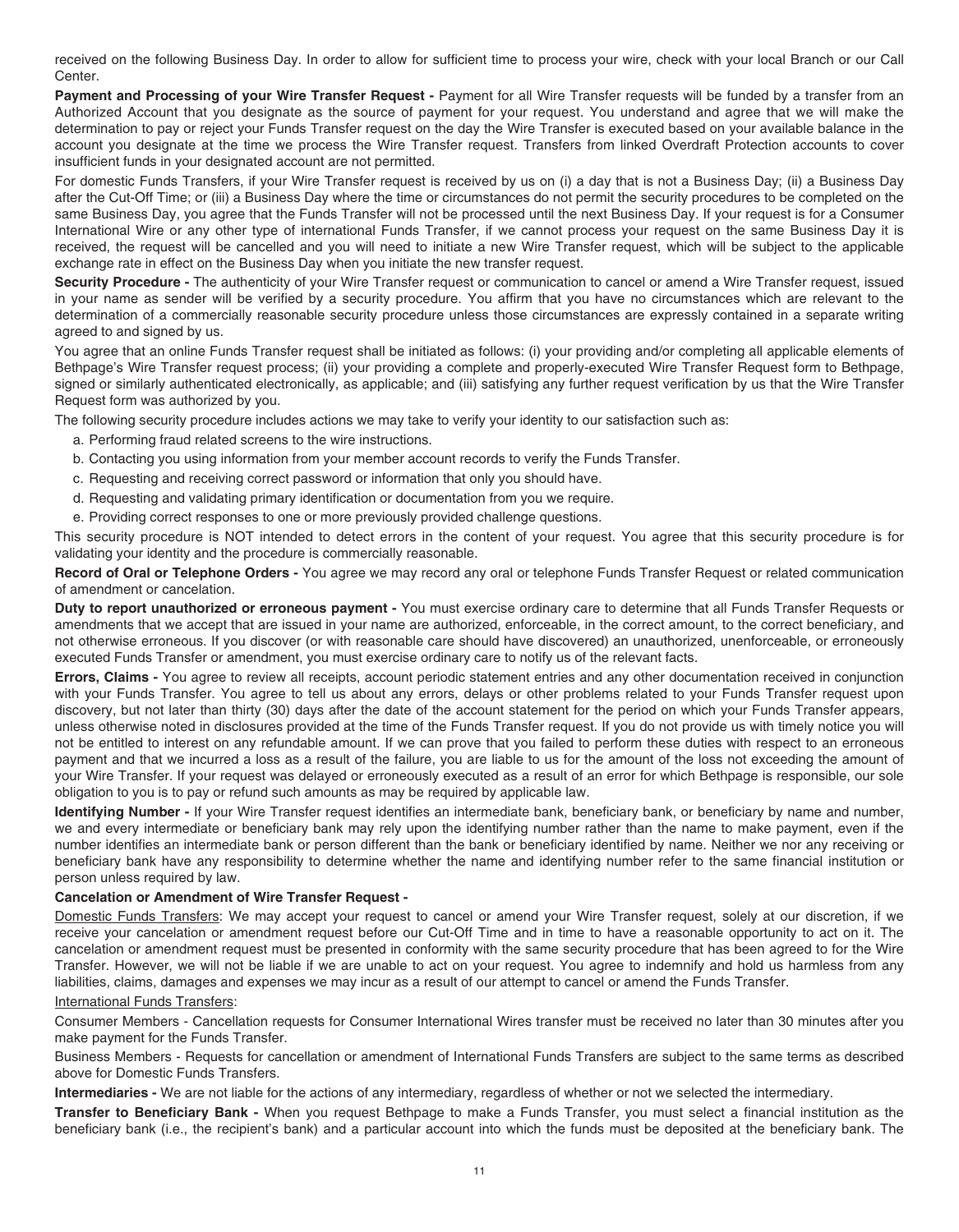received on the following Business Day. In order to allow for sufficient time to process your wire, check with your local Branch or our Call Center.

**Payment and Processing of your Wire Transfer Request -** Payment for all Wire Transfer requests will be funded by a transfer from an Authorized Account that you designate as the source of payment for your request. You understand and agree that we will make the determination to pay or reject your Funds Transfer request on the day the Wire Transfer is executed based on your available balance in the account you designate at the time we process the Wire Transfer request. Transfers from linked Overdraft Protection accounts to cover insufficient funds in your designated account are not permitted.

For domestic Funds Transfers, if your Wire Transfer request is received by us on (i) a day that is not a Business Day; (ii) a Business Day after the Cut-Off Time; or (iii) a Business Day where the time or circumstances do not permit the security procedures to be completed on the same Business Day, you agree that the Funds Transfer will not be processed until the next Business Day. If your request is for a Consumer International Wire or any other type of international Funds Transfer, if we cannot process your request on the same Business Day it is received, the request will be cancelled and you will need to initiate a new Wire Transfer request, which will be subject to the applicable exchange rate in effect on the Business Day when you initiate the new transfer request.

**Security Procedure -** The authenticity of your Wire Transfer request or communication to cancel or amend a Wire Transfer request, issued in your name as sender will be verified by a security procedure. You affirm that you have no circumstances which are relevant to the determination of a commercially reasonable security procedure unless those circumstances are expressly contained in a separate writing agreed to and signed by us.

You agree that an online Funds Transfer request shall be initiated as follows: (i) your providing and/or completing all applicable elements of Bethpage's Wire Transfer request process; (ii) your providing a complete and properly-executed Wire Transfer Request form to Bethpage, signed or similarly authenticated electronically, as applicable; and (iii) satisfying any further request verification by us that the Wire Transfer Request form was authorized by you.

The following security procedure includes actions we may take to verify your identity to our satisfaction such as:

a. Performing fraud related screens to the wire instructions.
b. Contacting you using information from your member account records to verify the Funds Transfer.
c. Requesting and receiving correct password or information that only you should have.
d. Requesting and validating primary identification or documentation from you we require.
e. Providing correct responses to one or more previously provided challenge questions.

This security procedure is NOT intended to detect errors in the content of your request. You agree that this security procedure is for validating your identity and the procedure is commercially reasonable.

**Record of Oral or Telephone Orders -** You agree we may record any oral or telephone Funds Transfer Request or related communication of amendment or cancelation.

**Duty to report unauthorized or erroneous payment -** You must exercise ordinary care to determine that all Funds Transfer Requests or amendments that we accept that are issued in your name are authorized, enforceable, in the correct amount, to the correct beneficiary, and not otherwise erroneous. If you discover (or with reasonable care should have discovered) an unauthorized, unenforceable, or erroneously executed Funds Transfer or amendment, you must exercise ordinary care to notify us of the relevant facts.

**Errors, Claims -** You agree to review all receipts, account periodic statement entries and any other documentation received in conjunction with your Funds Transfer. You agree to tell us about any errors, delays or other problems related to your Funds Transfer request upon discovery, but not later than thirty (30) days after the date of the account statement for the period on which your Funds Transfer appears, unless otherwise noted in disclosures provided at the time of the Funds Transfer request. If you do not provide us with timely notice you will not be entitled to interest on any refundable amount. If we can prove that you failed to perform these duties with respect to an erroneous payment and that we incurred a loss as a result of the failure, you are liable to us for the amount of the loss not exceeding the amount of your Wire Transfer. If your request was delayed or erroneously executed as a result of an error for which Bethpage is responsible, our sole obligation to you is to pay or refund such amounts as may be required by applicable law.

**Identifying Number -** If your Wire Transfer request identifies an intermediate bank, beneficiary bank, or beneficiary by name and number, we and every intermediate or beneficiary bank may rely upon the identifying number rather than the name to make payment, even if the number identifies an intermediate bank or person different than the bank or beneficiary identified by name. Neither we nor any receiving or beneficiary bank have any responsibility to determine whether the name and identifying number refer to the same financial institution or person unless required by law.

**Cancelation or Amendment of Wire Transfer Request -**

Domestic Funds Transfers: We may accept your request to cancel or amend your Wire Transfer request, solely at our discretion, if we receive your cancelation or amendment request before our Cut-Off Time and in time to have a reasonable opportunity to act on it. The cancelation or amendment request must be presented in conformity with the same security procedure that has been agreed to for the Wire Transfer. However, we will not be liable if we are unable to act on your request. You agree to indemnify and hold us harmless from any liabilities, claims, damages and expenses we may incur as a result of our attempt to cancel or amend the Funds Transfer.

International Funds Transfers:

Consumer Members - Cancellation requests for Consumer International Wires transfer must be received no later than 30 minutes after you make payment for the Funds Transfer.

Business Members - Requests for cancellation or amendment of International Funds Transfers are subject to the same terms as described above for Domestic Funds Transfers.

**Intermediaries -** We are not liable for the actions of any intermediary, regardless of whether or not we selected the intermediary.

**Transfer to Beneficiary Bank -** When you request Bethpage to make a Funds Transfer, you must select a financial institution as the beneficiary bank (i.e., the recipient's bank) and a particular account into which the funds must be deposited at the beneficiary bank. The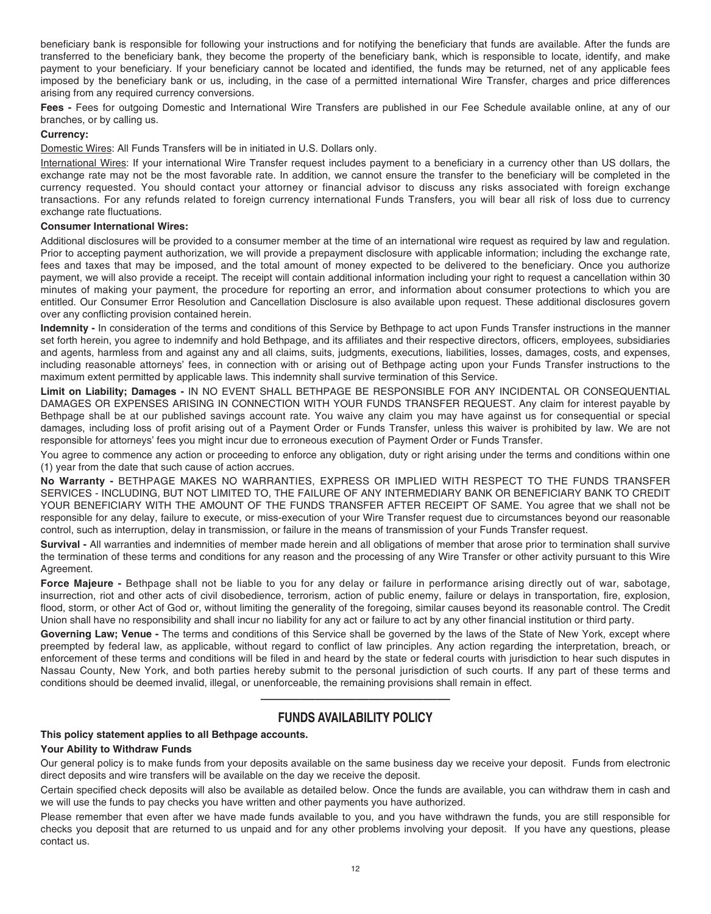beneficiary bank is responsible for following your instructions and for notifying the beneficiary that funds are available. After the funds are transferred to the beneficiary bank, they become the property of the beneficiary bank, which is responsible to locate, identify, and make payment to your beneficiary. If your beneficiary cannot be located and identified, the funds may be returned, net of any applicable fees imposed by the beneficiary bank or us, including, in the case of a permitted international Wire Transfer, charges and price differences arising from any required currency conversions.

**Fees -** Fees for outgoing Domestic and International Wire Transfers are published in our Fee Schedule available online, at any of our branches, or by calling us.

**Currency:**

Domestic Wires: All Funds Transfers will be in initiated in U.S. Dollars only.

International Wires: If your international Wire Transfer request includes payment to a beneficiary in a currency other than US dollars, the exchange rate may not be the most favorable rate. In addition, we cannot ensure the transfer to the beneficiary will be completed in the currency requested. You should contact your attorney or financial advisor to discuss any risks associated with foreign exchange transactions. For any refunds related to foreign currency international Funds Transfers, you will bear all risk of loss due to currency exchange rate fluctuations.

**Consumer International Wires:**

Additional disclosures will be provided to a consumer member at the time of an international wire request as required by law and regulation. Prior to accepting payment authorization, we will provide a prepayment disclosure with applicable information; including the exchange rate, fees and taxes that may be imposed, and the total amount of money expected to be delivered to the beneficiary. Once you authorize payment, we will also provide a receipt. The receipt will contain additional information including your right to request a cancellation within 30 minutes of making your payment, the procedure for reporting an error, and information about consumer protections to which you are entitled. Our Consumer Error Resolution and Cancellation Disclosure is also available upon request. These additional disclosures govern over any conflicting provision contained herein.

**Indemnity -** In consideration of the terms and conditions of this Service by Bethpage to act upon Funds Transfer instructions in the manner set forth herein, you agree to indemnify and hold Bethpage, and its affiliates and their respective directors, officers, employees, subsidiaries and agents, harmless from and against any and all claims, suits, judgments, executions, liabilities, losses, damages, costs, and expenses, including reasonable attorneys' fees, in connection with or arising out of Bethpage acting upon your Funds Transfer instructions to the maximum extent permitted by applicable laws. This indemnity shall survive termination of this Service.

**Limit on Liability; Damages -** IN NO EVENT SHALL BETHPAGE BE RESPONSIBLE FOR ANY INCIDENTAL OR CONSEQUENTIAL DAMAGES OR EXPENSES ARISING IN CONNECTION WITH YOUR FUNDS TRANSFER REQUEST. Any claim for interest payable by Bethpage shall be at our published savings account rate. You waive any claim you may have against us for consequential or special damages, including loss of profit arising out of a Payment Order or Funds Transfer, unless this waiver is prohibited by law. We are not responsible for attorneys' fees you might incur due to erroneous execution of Payment Order or Funds Transfer.

You agree to commence any action or proceeding to enforce any obligation, duty or right arising under the terms and conditions within one (1) year from the date that such cause of action accrues.

**No Warranty -** BETHPAGE MAKES NO WARRANTIES, EXPRESS OR IMPLIED WITH RESPECT TO THE FUNDS TRANSFER SERVICES - INCLUDING, BUT NOT LIMITED TO, THE FAILURE OF ANY INTERMEDIARY BANK OR BENEFICIARY BANK TO CREDIT YOUR BENEFICIARY WITH THE AMOUNT OF THE FUNDS TRANSFER AFTER RECEIPT OF SAME. You agree that we shall not be responsible for any delay, failure to execute, or miss-execution of your Wire Transfer request due to circumstances beyond our reasonable control, such as interruption, delay in transmission, or failure in the means of transmission of your Funds Transfer request.

**Survival -** All warranties and indemnities of member made herein and all obligations of member that arose prior to termination shall survive the termination of these terms and conditions for any reason and the processing of any Wire Transfer or other activity pursuant to this Wire Agreement.

**Force Majeure -** Bethpage shall not be liable to you for any delay or failure in performance arising directly out of war, sabotage, insurrection, riot and other acts of civil disobedience, terrorism, action of public enemy, failure or delays in transportation, fire, explosion, flood, storm, or other Act of God or, without limiting the generality of the foregoing, similar causes beyond its reasonable control. The Credit Union shall have no responsibility and shall incur no liability for any act or failure to act by any other financial institution or third party.

**Governing Law; Venue -** The terms and conditions of this Service shall be governed by the laws of the State of New York, except where preempted by federal law, as applicable, without regard to conflict of law principles. Any action regarding the interpretation, breach, or enforcement of these terms and conditions will be filed in and heard by the state or federal courts with jurisdiction to hear such disputes in Nassau County, New York, and both parties hereby submit to the personal jurisdiction of such courts. If any part of these terms and conditions should be deemed invalid, illegal, or unenforceable, the remaining provisions shall remain in effect.

---

## FUNDS AVAILABILITY POLICY

**This policy statement applies to all Bethpage accounts.**

**Your Ability to Withdraw Funds**

Our general policy is to make funds from your deposits available on the same business day we receive your deposit. Funds from electronic direct deposits and wire transfers will be available on the day we receive the deposit.

Certain specified check deposits will also be available as detailed below. Once the funds are available, you can withdraw them in cash and we will use the funds to pay checks you have written and other payments you have authorized.

Please remember that even after we have made funds available to you, and you have withdrawn the funds, you are still responsible for checks you deposit that are returned to us unpaid and for any other problems involving your deposit. If you have any questions, please contact us.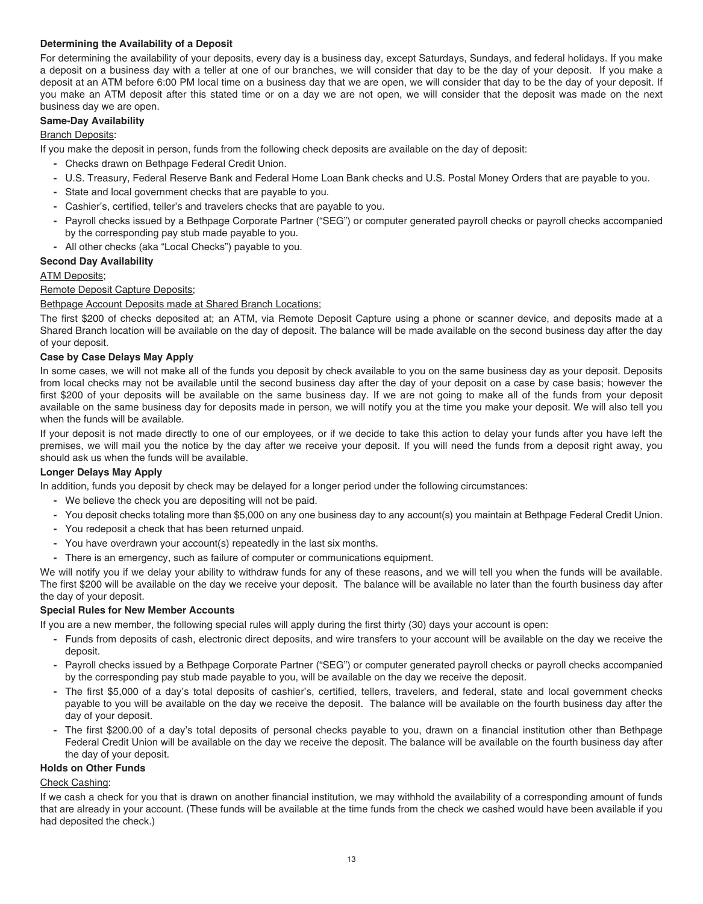**Determining the Availability of a Deposit**

For determining the availability of your deposits, every day is a business day, except Saturdays, Sundays, and federal holidays. If you make a deposit on a business day with a teller at one of our branches, we will consider that day to be the day of your deposit. If you make a deposit at an ATM before 6:00 PM local time on a business day that we are open, we will consider that day to be the day of your deposit. If you make an ATM deposit after this stated time or on a day we are not open, we will consider that the deposit was made on the next business day we are open.

**Same-Day Availability**

Branch Deposits:

If you make the deposit in person, funds from the following check deposits are available on the day of deposit:

- Checks drawn on Bethpage Federal Credit Union.
- U.S. Treasury, Federal Reserve Bank and Federal Home Loan Bank checks and U.S. Postal Money Orders that are payable to you.
- State and local government checks that are payable to you.
- Cashier's, certified, teller's and travelers checks that are payable to you.
- Payroll checks issued by a Bethpage Corporate Partner ("SEG") or computer generated payroll checks or payroll checks accompanied by the corresponding pay stub made payable to you.
- All other checks (aka "Local Checks") payable to you.

**Second Day Availability**

ATM Deposits;

Remote Deposit Capture Deposits;

Bethpage Account Deposits made at Shared Branch Locations;

The first $200 of checks deposited at; an ATM, via Remote Deposit Capture using a phone or scanner device, and deposits made at a Shared Branch location will be available on the day of deposit. The balance will be made available on the second business day after the day of your deposit.

**Case by Case Delays May Apply**

In some cases, we will not make all of the funds you deposit by check available to you on the same business day as your deposit. Deposits from local checks may not be available until the second business day after the day of your deposit on a case by case basis; however the first $200 of your deposits will be available on the same business day. If we are not going to make all of the funds from your deposit available on the same business day for deposits made in person, we will notify you at the time you make your deposit. We will also tell you when the funds will be available.

If your deposit is not made directly to one of our employees, or if we decide to take this action to delay your funds after you have left the premises, we will mail you the notice by the day after we receive your deposit. If you will need the funds from a deposit right away, you should ask us when the funds will be available.

**Longer Delays May Apply**

In addition, funds you deposit by check may be delayed for a longer period under the following circumstances:

- We believe the check you are depositing will not be paid.
- You deposit checks totaling more than $5,000 on any one business day to any account(s) you maintain at Bethpage Federal Credit Union.
- You redeposit a check that has been returned unpaid.
- You have overdrawn your account(s) repeatedly in the last six months.
- There is an emergency, such as failure of computer or communications equipment.

We will notify you if we delay your ability to withdraw funds for any of these reasons, and we will tell you when the funds will be available. The first $200 will be available on the day we receive your deposit. The balance will be available no later than the fourth business day after the day of your deposit.

**Special Rules for New Member Accounts**

If you are a new member, the following special rules will apply during the first thirty (30) days your account is open:

- Funds from deposits of cash, electronic direct deposits, and wire transfers to your account will be available on the day we receive the deposit.
- Payroll checks issued by a Bethpage Corporate Partner ("SEG") or computer generated payroll checks or payroll checks accompanied by the corresponding pay stub made payable to you, will be available on the day we receive the deposit.
- The first $5,000 of a day's total deposits of cashier's, certified, tellers, travelers, and federal, state and local government checks payable to you will be available on the day we receive the deposit. The balance will be available on the fourth business day after the day of your deposit.
- The first $200.00 of a day's total deposits of personal checks payable to you, drawn on a financial institution other than Bethpage Federal Credit Union will be available on the day we receive the deposit. The balance will be available on the fourth business day after the day of your deposit.

**Holds on Other Funds**

Check Cashing:

If we cash a check for you that is drawn on another financial institution, we may withhold the availability of a corresponding amount of funds that are already in your account. (These funds will be available at the time funds from the check we cashed would have been available if you had deposited the check.)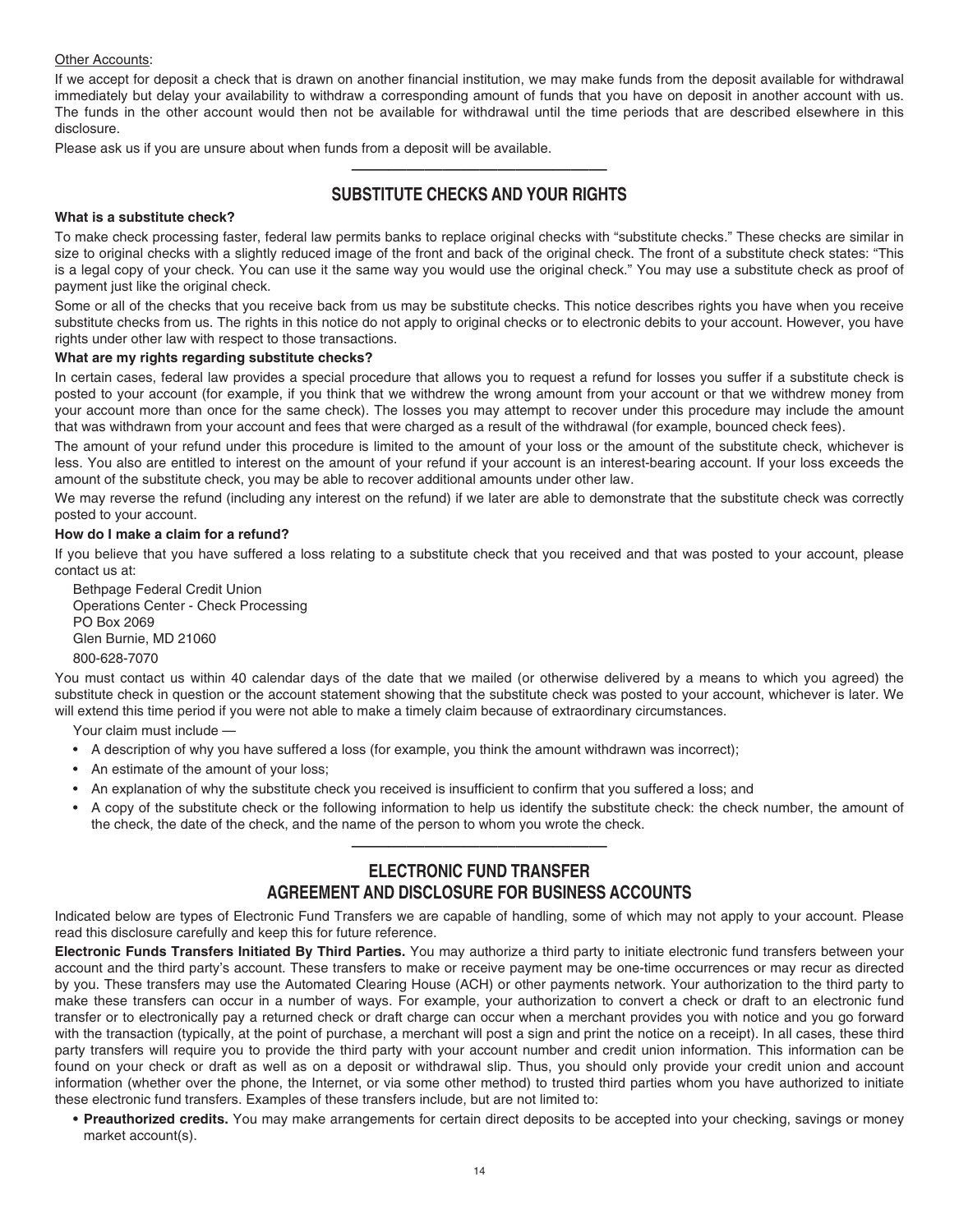Other Accounts:

If we accept for deposit a check that is drawn on another financial institution, we may make funds from the deposit available for withdrawal immediately but delay your availability to withdraw a corresponding amount of funds that you have on deposit in another account with us. The funds in the other account would then not be available for withdrawal until the time periods that are described elsewhere in this disclosure.

Please ask us if you are unsure about when funds from a deposit will be available.

---

## SUBSTITUTE CHECKS AND YOUR RIGHTS

**What is a substitute check?**

To make check processing faster, federal law permits banks to replace original checks with "substitute checks." These checks are similar in size to original checks with a slightly reduced image of the front and back of the original check. The front of a substitute check states: "This is a legal copy of your check. You can use it the same way you would use the original check." You may use a substitute check as proof of payment just like the original check.

Some or all of the checks that you receive back from us may be substitute checks. This notice describes rights you have when you receive substitute checks from us. The rights in this notice do not apply to original checks or to electronic debits to your account. However, you have rights under other law with respect to those transactions.

**What are my rights regarding substitute checks?**

In certain cases, federal law provides a special procedure that allows you to request a refund for losses you suffer if a substitute check is posted to your account (for example, if you think that we withdrew the wrong amount from your account or that we withdrew money from your account more than once for the same check). The losses you may attempt to recover under this procedure may include the amount that was withdrawn from your account and fees that were charged as a result of the withdrawal (for example, bounced check fees).

The amount of your refund under this procedure is limited to the amount of your loss or the amount of the substitute check, whichever is less. You also are entitled to interest on the amount of your refund if your account is an interest-bearing account. If your loss exceeds the amount of the substitute check, you may be able to recover additional amounts under other law.

We may reverse the refund (including any interest on the refund) if we later are able to demonstrate that the substitute check was correctly posted to your account.

**How do I make a claim for a refund?**

If you believe that you have suffered a loss relating to a substitute check that you received and that was posted to your account, please contact us at:

Bethpage Federal Credit Union
Operations Center - Check Processing
PO Box 2069
Glen Burnie, MD 21060
800-628-7070

You must contact us within 40 calendar days of the date that we mailed (or otherwise delivered by a means to which you agreed) the substitute check in question or the account statement showing that the substitute check was posted to your account, whichever is later. We will extend this time period if you were not able to make a timely claim because of extraordinary circumstances.

Your claim must include —

- A description of why you have suffered a loss (for example, you think the amount withdrawn was incorrect);
- An estimate of the amount of your loss;
- An explanation of why the substitute check you received is insufficient to confirm that you suffered a loss; and
- A copy of the substitute check or the following information to help us identify the substitute check: the check number, the amount of the check, the date of the check, and the name of the person to whom you wrote the check.

---

## ELECTRONIC FUND TRANSFER AGREEMENT AND DISCLOSURE FOR BUSINESS ACCOUNTS

Indicated below are types of Electronic Fund Transfers we are capable of handling, some of which may not apply to your account. Please read this disclosure carefully and keep this for future reference.

**Electronic Funds Transfers Initiated By Third Parties.** You may authorize a third party to initiate electronic fund transfers between your account and the third party's account. These transfers to make or receive payment may be one-time occurrences or may recur as directed by you. These transfers may use the Automated Clearing House (ACH) or other payments network. Your authorization to the third party to make these transfers can occur in a number of ways. For example, your authorization to convert a check or draft to an electronic fund transfer or to electronically pay a returned check or draft charge can occur when a merchant provides you with notice and you go forward with the transaction (typically, at the point of purchase, a merchant will post a sign and print the notice on a receipt). In all cases, these third party transfers will require you to provide the third party with your account number and credit union information. This information can be found on your check or draft as well as on a deposit or withdrawal slip. Thus, you should only provide your credit union and account information (whether over the phone, the Internet, or via some other method) to trusted third parties whom you have authorized to initiate these electronic fund transfers. Examples of these transfers include, but are not limited to:

- **Preauthorized credits.** You may make arrangements for certain direct deposits to be accepted into your checking, savings or money market account(s).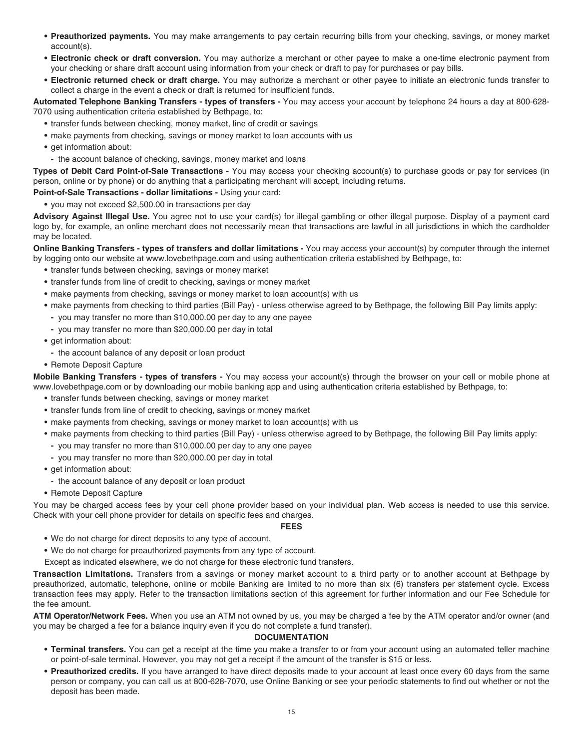- **Preauthorized payments.** You may make arrangements to pay certain recurring bills from your checking, savings, or money market account(s).
- **Electronic check or draft conversion.** You may authorize a merchant or other payee to make a one-time electronic payment from your checking or share draft account using information from your check or draft to pay for purchases or pay bills.
- **Electronic returned check or draft charge.** You may authorize a merchant or other payee to initiate an electronic funds transfer to collect a charge in the event a check or draft is returned for insufficient funds.

**Automated Telephone Banking Transfers - types of transfers -** You may access your account by telephone 24 hours a day at 800-628-7070 using authentication criteria established by Bethpage, to:

- transfer funds between checking, money market, line of credit or savings
- make payments from checking, savings or money market to loan accounts with us
- get information about:
  - the account balance of checking, savings, money market and loans

**Types of Debit Card Point-of-Sale Transactions -** You may access your checking account(s) to purchase goods or pay for services (in person, online or by phone) or do anything that a participating merchant will accept, including returns.

**Point-of-Sale Transactions - dollar limitations -** Using your card:

- you may not exceed $2,500.00 in transactions per day

**Advisory Against Illegal Use.** You agree not to use your card(s) for illegal gambling or other illegal purpose. Display of a payment card logo by, for example, an online merchant does not necessarily mean that transactions are lawful in all jurisdictions in which the cardholder may be located.

**Online Banking Transfers - types of transfers and dollar limitations -** You may access your account(s) by computer through the internet by logging onto our website at www.lovebethpage.com and using authentication criteria established by Bethpage, to:

- transfer funds between checking, savings or money market
- transfer funds from line of credit to checking, savings or money market
- make payments from checking, savings or money market to loan account(s) with us
- make payments from checking to third parties (Bill Pay) - unless otherwise agreed to by Bethpage, the following Bill Pay limits apply:
  - you may transfer no more than $10,000.00 per day to any one payee
  - you may transfer no more than $20,000.00 per day in total
- get information about:
  - the account balance of any deposit or loan product
- Remote Deposit Capture

**Mobile Banking Transfers - types of transfers -** You may access your account(s) through the browser on your cell or mobile phone at www.lovebethpage.com or by downloading our mobile banking app and using authentication criteria established by Bethpage, to:

- transfer funds between checking, savings or money market
- transfer funds from line of credit to checking, savings or money market
- make payments from checking, savings or money market to loan account(s) with us
- make payments from checking to third parties (Bill Pay) - unless otherwise agreed to by Bethpage, the following Bill Pay limits apply:
  - you may transfer no more than $10,000.00 per day to any one payee
  - you may transfer no more than $20,000.00 per day in total
- get information about:
  - the account balance of any deposit or loan product
- Remote Deposit Capture

You may be charged access fees by your cell phone provider based on your individual plan. Web access is needed to use this service. Check with your cell phone provider for details on specific fees and charges.

**FEES**

- We do not charge for direct deposits to any type of account.
- We do not charge for preauthorized payments from any type of account.

Except as indicated elsewhere, we do not charge for these electronic fund transfers.

**Transaction Limitations.** Transfers from a savings or money market account to a third party or to another account at Bethpage by preauthorized, automatic, telephone, online or mobile Banking are limited to no more than six (6) transfers per statement cycle. Excess transaction fees may apply. Refer to the transaction limitations section of this agreement for further information and our Fee Schedule for the fee amount.

**ATM Operator/Network Fees.** When you use an ATM not owned by us, you may be charged a fee by the ATM operator and/or owner (and you may be charged a fee for a balance inquiry even if you do not complete a fund transfer).

**DOCUMENTATION**

- **Terminal transfers.** You can get a receipt at the time you make a transfer to or from your account using an automated teller machine or point-of-sale terminal. However, you may not get a receipt if the amount of the transfer is $15 or less.
- **Preauthorized credits.** If you have arranged to have direct deposits made to your account at least once every 60 days from the same person or company, you can call us at 800-628-7070, use Online Banking or see your periodic statements to find out whether or not the deposit has been made.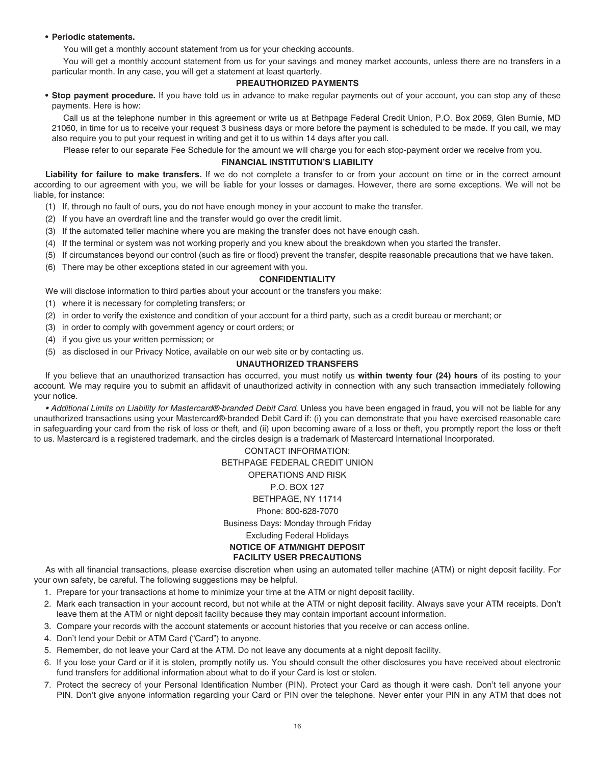- **Periodic statements.**

  You will get a monthly account statement from us for your checking accounts.

  You will get a monthly account statement from us for your savings and money market accounts, unless there are no transfers in a particular month. In any case, you will get a statement at least quarterly.

### PREAUTHORIZED PAYMENTS

- **Stop payment procedure.** If you have told us in advance to make regular payments out of your account, you can stop any of these payments. Here is how:

  Call us at the telephone number in this agreement or write us at Bethpage Federal Credit Union, P.O. Box 2069, Glen Burnie, MD 21060, in time for us to receive your request 3 business days or more before the payment is scheduled to be made. If you call, we may also require you to put your request in writing and get it to us within 14 days after you call.

  Please refer to our separate Fee Schedule for the amount we will charge you for each stop-payment order we receive from you.

### FINANCIAL INSTITUTION'S LIABILITY

**Liability for failure to make transfers.** If we do not complete a transfer to or from your account on time or in the correct amount according to our agreement with you, we will be liable for your losses or damages. However, there are some exceptions. We will not be liable, for instance:

(1) If, through no fault of ours, you do not have enough money in your account to make the transfer.

(2) If you have an overdraft line and the transfer would go over the credit limit.

(3) If the automated teller machine where you are making the transfer does not have enough cash.

(4) If the terminal or system was not working properly and you knew about the breakdown when you started the transfer.

(5) If circumstances beyond our control (such as fire or flood) prevent the transfer, despite reasonable precautions that we have taken.

(6) There may be other exceptions stated in our agreement with you.

### CONFIDENTIALITY

We will disclose information to third parties about your account or the transfers you make:

(1) where it is necessary for completing transfers; or

(2) in order to verify the existence and condition of your account for a third party, such as a credit bureau or merchant; or

(3) in order to comply with government agency or court orders; or

(4) if you give us your written permission; or

(5) as disclosed in our Privacy Notice, available on our web site or by contacting us.

### UNAUTHORIZED TRANSFERS

If you believe that an unauthorized transaction has occurred, you must notify us **within twenty four (24) hours** of its posting to your account. We may require you to submit an affidavit of unauthorized activity in connection with any such transaction immediately following your notice.

*• Additional Limits on Liability for Mastercard®-branded Debit Card.* Unless you have been engaged in fraud, you will not be liable for any unauthorized transactions using your Mastercard®-branded Debit Card if: (i) you can demonstrate that you have exercised reasonable care in safeguarding your card from the risk of loss or theft, and (ii) upon becoming aware of a loss or theft, you promptly report the loss or theft to us. Mastercard is a registered trademark, and the circles design is a trademark of Mastercard International Incorporated.

CONTACT INFORMATION:
BETHPAGE FEDERAL CREDIT UNION
OPERATIONS AND RISK
P.O. BOX 127
BETHPAGE, NY 11714
Phone: 800-628-7070
Business Days: Monday through Friday
Excluding Federal Holidays

### NOTICE OF ATM/NIGHT DEPOSIT FACILITY USER PRECAUTIONS

As with all financial transactions, please exercise discretion when using an automated teller machine (ATM) or night deposit facility. For your own safety, be careful. The following suggestions may be helpful.

1. Prepare for your transactions at home to minimize your time at the ATM or night deposit facility.
2. Mark each transaction in your account record, but not while at the ATM or night deposit facility. Always save your ATM receipts. Don't leave them at the ATM or night deposit facility because they may contain important account information.
3. Compare your records with the account statements or account histories that you receive or can access online.
4. Don't lend your Debit or ATM Card ("Card") to anyone.
5. Remember, do not leave your Card at the ATM. Do not leave any documents at a night deposit facility.
6. If you lose your Card or if it is stolen, promptly notify us. You should consult the other disclosures you have received about electronic fund transfers for additional information about what to do if your Card is lost or stolen.
7. Protect the secrecy of your Personal Identification Number (PIN). Protect your Card as though it were cash. Don't tell anyone your PIN. Don't give anyone information regarding your Card or PIN over the telephone. Never enter your PIN in any ATM that does not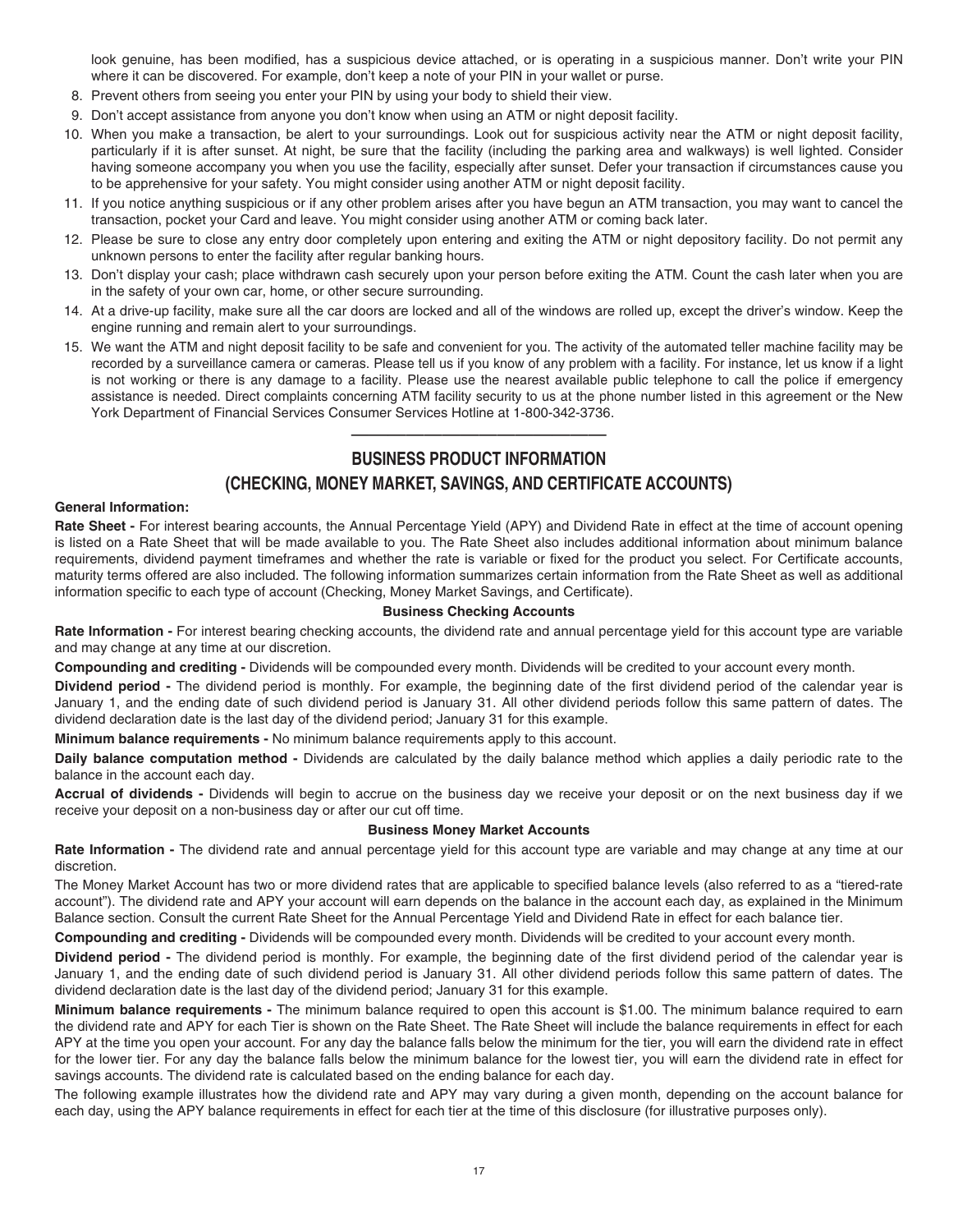look genuine, has been modified, has a suspicious device attached, or is operating in a suspicious manner. Don't write your PIN where it can be discovered. For example, don't keep a note of your PIN in your wallet or purse.

8. Prevent others from seeing you enter your PIN by using your body to shield their view.
9. Don't accept assistance from anyone you don't know when using an ATM or night deposit facility.
10. When you make a transaction, be alert to your surroundings. Look out for suspicious activity near the ATM or night deposit facility, particularly if it is after sunset. At night, be sure that the facility (including the parking area and walkways) is well lighted. Consider having someone accompany you when you use the facility, especially after sunset. Defer your transaction if circumstances cause you to be apprehensive for your safety. You might consider using another ATM or night deposit facility.
11. If you notice anything suspicious or if any other problem arises after you have begun an ATM transaction, you may want to cancel the transaction, pocket your Card and leave. You might consider using another ATM or coming back later.
12. Please be sure to close any entry door completely upon entering and exiting the ATM or night depository facility. Do not permit any unknown persons to enter the facility after regular banking hours.
13. Don't display your cash; place withdrawn cash securely upon your person before exiting the ATM. Count the cash later when you are in the safety of your own car, home, or other secure surrounding.
14. At a drive-up facility, make sure all the car doors are locked and all of the windows are rolled up, except the driver's window. Keep the engine running and remain alert to your surroundings.
15. We want the ATM and night deposit facility to be safe and convenient for you. The activity of the automated teller machine facility may be recorded by a surveillance camera or cameras. Please tell us if you know of any problem with a facility. For instance, let us know if a light is not working or there is any damage to a facility. Please use the nearest available public telephone to call the police if emergency assistance is needed. Direct complaints concerning ATM facility security to us at the phone number listed in this agreement or the New York Department of Financial Services Consumer Services Hotline at 1-800-342-3736.

---

## BUSINESS PRODUCT INFORMATION
## (CHECKING, MONEY MARKET, SAVINGS, AND CERTIFICATE ACCOUNTS)

**General Information:**

**Rate Sheet -** For interest bearing accounts, the Annual Percentage Yield (APY) and Dividend Rate in effect at the time of account opening is listed on a Rate Sheet that will be made available to you. The Rate Sheet also includes additional information about minimum balance requirements, dividend payment timeframes and whether the rate is variable or fixed for the product you select. For Certificate accounts, maturity terms offered are also included. The following information summarizes certain information from the Rate Sheet as well as additional information specific to each type of account (Checking, Money Market Savings, and Certificate).

### Business Checking Accounts

**Rate Information -** For interest bearing checking accounts, the dividend rate and annual percentage yield for this account type are variable and may change at any time at our discretion.

**Compounding and crediting -** Dividends will be compounded every month. Dividends will be credited to your account every month.

**Dividend period -** The dividend period is monthly. For example, the beginning date of the first dividend period of the calendar year is January 1, and the ending date of such dividend period is January 31. All other dividend periods follow this same pattern of dates. The dividend declaration date is the last day of the dividend period; January 31 for this example.

**Minimum balance requirements -** No minimum balance requirements apply to this account.

**Daily balance computation method -** Dividends are calculated by the daily balance method which applies a daily periodic rate to the balance in the account each day.

**Accrual of dividends -** Dividends will begin to accrue on the business day we receive your deposit or on the next business day if we receive your deposit on a non-business day or after our cut off time.

### Business Money Market Accounts

**Rate Information -** The dividend rate and annual percentage yield for this account type are variable and may change at any time at our discretion.

The Money Market Account has two or more dividend rates that are applicable to specified balance levels (also referred to as a "tiered-rate account"). The dividend rate and APY your account will earn depends on the balance in the account each day, as explained in the Minimum Balance section. Consult the current Rate Sheet for the Annual Percentage Yield and Dividend Rate in effect for each balance tier.

**Compounding and crediting -** Dividends will be compounded every month. Dividends will be credited to your account every month.

**Dividend period -** The dividend period is monthly. For example, the beginning date of the first dividend period of the calendar year is January 1, and the ending date of such dividend period is January 31. All other dividend periods follow this same pattern of dates. The dividend declaration date is the last day of the dividend period; January 31 for this example.

**Minimum balance requirements -** The minimum balance required to open this account is $1.00. The minimum balance required to earn the dividend rate and APY for each Tier is shown on the Rate Sheet. The Rate Sheet will include the balance requirements in effect for each APY at the time you open your account. For any day the balance falls below the minimum for the tier, you will earn the dividend rate in effect for the lower tier. For any day the balance falls below the minimum balance for the lowest tier, you will earn the dividend rate in effect for savings accounts. The dividend rate is calculated based on the ending balance for each day.

The following example illustrates how the dividend rate and APY may vary during a given month, depending on the account balance for each day, using the APY balance requirements in effect for each tier at the time of this disclosure (for illustrative purposes only).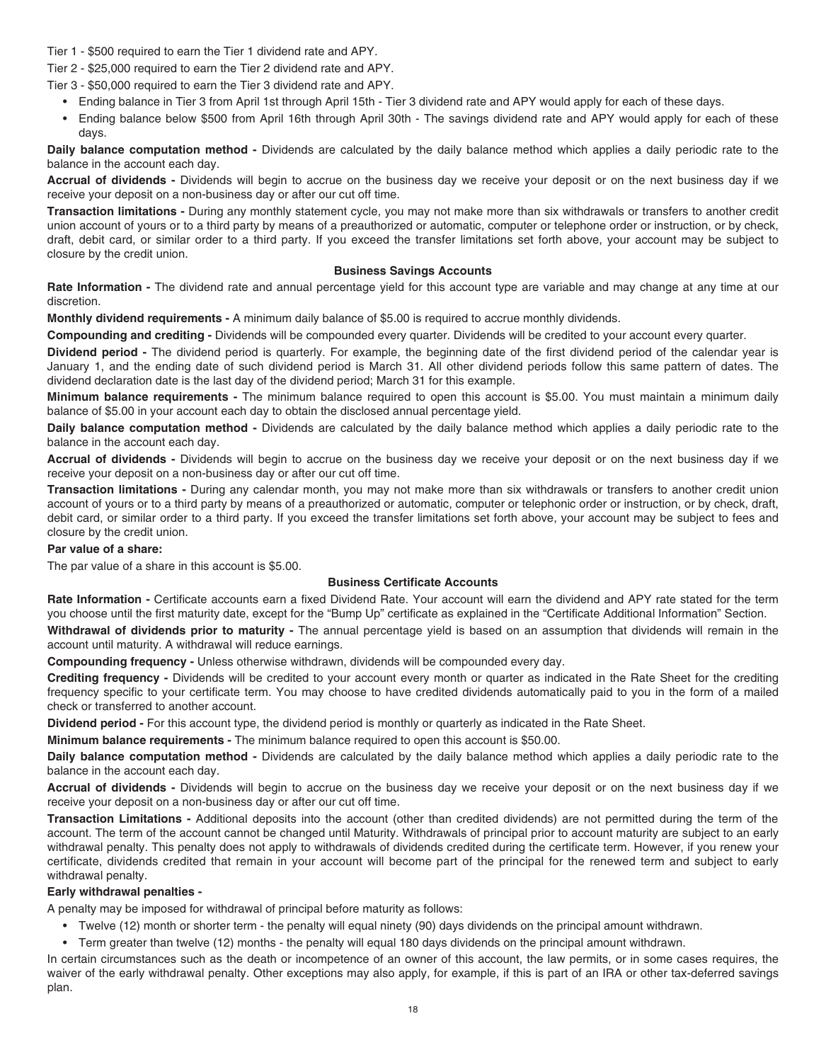Tier 1 - $500 required to earn the Tier 1 dividend rate and APY.

Tier 2 - $25,000 required to earn the Tier 2 dividend rate and APY.

Tier 3 - $50,000 required to earn the Tier 3 dividend rate and APY.

- Ending balance in Tier 3 from April 1st through April 15th - Tier 3 dividend rate and APY would apply for each of these days.
- Ending balance below $500 from April 16th through April 30th - The savings dividend rate and APY would apply for each of these days.

**Daily balance computation method -** Dividends are calculated by the daily balance method which applies a daily periodic rate to the balance in the account each day.

**Accrual of dividends -** Dividends will begin to accrue on the business day we receive your deposit or on the next business day if we receive your deposit on a non-business day or after our cut off time.

**Transaction limitations -** During any monthly statement cycle, you may not make more than six withdrawals or transfers to another credit union account of yours or to a third party by means of a preauthorized or automatic, computer or telephone order or instruction, or by check, draft, debit card, or similar order to a third party. If you exceed the transfer limitations set forth above, your account may be subject to closure by the credit union.

### Business Savings Accounts

**Rate Information -** The dividend rate and annual percentage yield for this account type are variable and may change at any time at our discretion.

**Monthly dividend requirements -** A minimum daily balance of $5.00 is required to accrue monthly dividends.

**Compounding and crediting -** Dividends will be compounded every quarter. Dividends will be credited to your account every quarter.

**Dividend period -** The dividend period is quarterly. For example, the beginning date of the first dividend period of the calendar year is January 1, and the ending date of such dividend period is March 31. All other dividend periods follow this same pattern of dates. The dividend declaration date is the last day of the dividend period; March 31 for this example.

**Minimum balance requirements -** The minimum balance required to open this account is $5.00. You must maintain a minimum daily balance of $5.00 in your account each day to obtain the disclosed annual percentage yield.

**Daily balance computation method -** Dividends are calculated by the daily balance method which applies a daily periodic rate to the balance in the account each day.

**Accrual of dividends -** Dividends will begin to accrue on the business day we receive your deposit or on the next business day if we receive your deposit on a non-business day or after our cut off time.

**Transaction limitations -** During any calendar month, you may not make more than six withdrawals or transfers to another credit union account of yours or to a third party by means of a preauthorized or automatic, computer or telephonic order or instruction, or by check, draft, debit card, or similar order to a third party. If you exceed the transfer limitations set forth above, your account may be subject to fees and closure by the credit union.

**Par value of a share:**

The par value of a share in this account is $5.00.

### Business Certificate Accounts

**Rate Information -** Certificate accounts earn a fixed Dividend Rate. Your account will earn the dividend and APY rate stated for the term you choose until the first maturity date, except for the "Bump Up" certificate as explained in the "Certificate Additional Information" Section.

**Withdrawal of dividends prior to maturity -** The annual percentage yield is based on an assumption that dividends will remain in the account until maturity. A withdrawal will reduce earnings.

**Compounding frequency -** Unless otherwise withdrawn, dividends will be compounded every day.

**Crediting frequency -** Dividends will be credited to your account every month or quarter as indicated in the Rate Sheet for the crediting frequency specific to your certificate term. You may choose to have credited dividends automatically paid to you in the form of a mailed check or transferred to another account.

**Dividend period -** For this account type, the dividend period is monthly or quarterly as indicated in the Rate Sheet.

**Minimum balance requirements -** The minimum balance required to open this account is $50.00.

**Daily balance computation method -** Dividends are calculated by the daily balance method which applies a daily periodic rate to the balance in the account each day.

**Accrual of dividends -** Dividends will begin to accrue on the business day we receive your deposit or on the next business day if we receive your deposit on a non-business day or after our cut off time.

**Transaction Limitations -** Additional deposits into the account (other than credited dividends) are not permitted during the term of the account. The term of the account cannot be changed until Maturity. Withdrawals of principal prior to account maturity are subject to an early withdrawal penalty. This penalty does not apply to withdrawals of dividends credited during the certificate term. However, if you renew your certificate, dividends credited that remain in your account will become part of the principal for the renewed term and subject to early withdrawal penalty.

**Early withdrawal penalties -**

A penalty may be imposed for withdrawal of principal before maturity as follows:

- Twelve (12) month or shorter term - the penalty will equal ninety (90) days dividends on the principal amount withdrawn.
- Term greater than twelve (12) months - the penalty will equal 180 days dividends on the principal amount withdrawn.

In certain circumstances such as the death or incompetence of an owner of this account, the law permits, or in some cases requires, the waiver of the early withdrawal penalty. Other exceptions may also apply, for example, if this is part of an IRA or other tax-deferred savings plan.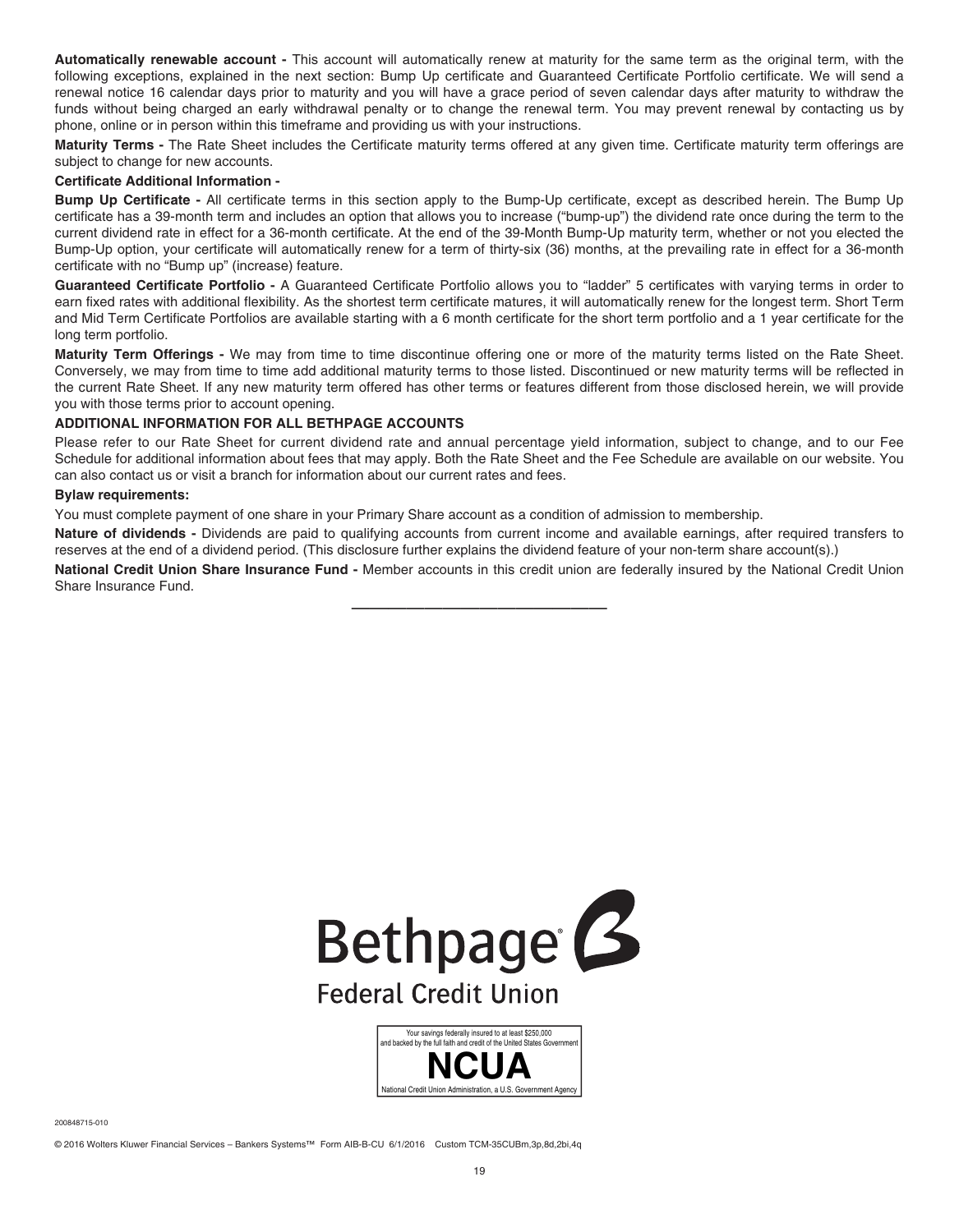**Automatically renewable account -** This account will automatically renew at maturity for the same term as the original term, with the following exceptions, explained in the next section: Bump Up certificate and Guaranteed Certificate Portfolio certificate. We will send a renewal notice 16 calendar days prior to maturity and you will have a grace period of seven calendar days after maturity to withdraw the funds without being charged an early withdrawal penalty or to change the renewal term. You may prevent renewal by contacting us by phone, online or in person within this timeframe and providing us with your instructions.

**Maturity Terms -** The Rate Sheet includes the Certificate maturity terms offered at any given time. Certificate maturity term offerings are subject to change for new accounts.

**Certificate Additional Information -**

**Bump Up Certificate -** All certificate terms in this section apply to the Bump-Up certificate, except as described herein. The Bump Up certificate has a 39-month term and includes an option that allows you to increase ("bump-up") the dividend rate once during the term to the current dividend rate in effect for a 36-month certificate. At the end of the 39-Month Bump-Up maturity term, whether or not you elected the Bump-Up option, your certificate will automatically renew for a term of thirty-six (36) months, at the prevailing rate in effect for a 36-month certificate with no "Bump up" (increase) feature.

**Guaranteed Certificate Portfolio -** A Guaranteed Certificate Portfolio allows you to "ladder" 5 certificates with varying terms in order to earn fixed rates with additional flexibility. As the shortest term certificate matures, it will automatically renew for the longest term. Short Term and Mid Term Certificate Portfolios are available starting with a 6 month certificate for the short term portfolio and a 1 year certificate for the long term portfolio.

**Maturity Term Offerings -** We may from time to time discontinue offering one or more of the maturity terms listed on the Rate Sheet. Conversely, we may from time to time add additional maturity terms to those listed. Discontinued or new maturity terms will be reflected in the current Rate Sheet. If any new maturity term offered has other terms or features different from those disclosed herein, we will provide you with those terms prior to account opening.

**ADDITIONAL INFORMATION FOR ALL BETHPAGE ACCOUNTS**

Please refer to our Rate Sheet for current dividend rate and annual percentage yield information, subject to change, and to our Fee Schedule for additional information about fees that may apply. Both the Rate Sheet and the Fee Schedule are available on our website. You can also contact us or visit a branch for information about our current rates and fees.

**Bylaw requirements:**

You must complete payment of one share in your Primary Share account as a condition of admission to membership.

**Nature of dividends -** Dividends are paid to qualifying accounts from current income and available earnings, after required transfers to reserves at the end of a dividend period. (This disclosure further explains the dividend feature of your non-term share account(s).)

**National Credit Union Share Insurance Fund -** Member accounts in this credit union are federally insured by the National Credit Union Share Insurance Fund.

---

Bethpage®
Federal Credit Union

Your savings federally insured to at least $250,000
and backed by the full faith and credit of the United States Government
**NCUA**
National Credit Union Administration, a U.S. Government Agency

200848715-010

© 2016 Wolters Kluwer Financial Services – Bankers Systems™ Form AIB-B-CU 6/1/2016 Custom TCM-35CUBm,3p,8d,2bi,4q